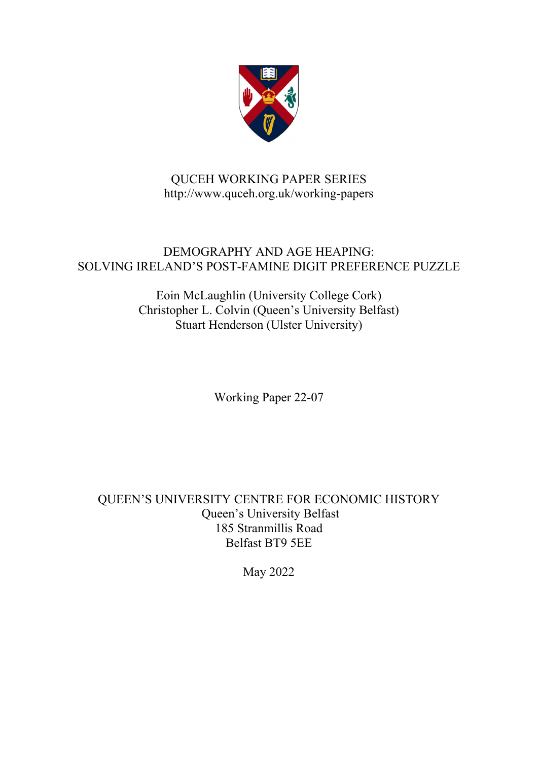QUCEH WORKING PAPER SERIES
http://www.quceh.org.uk/working-papers

# DEMOGRAPHY AND AGE HEAPING: SOLVING IRELAND'S POST-FAMINE DIGIT PREFERENCE PUZZLE

Eoin McLaughlin (University College Cork)
Christopher L. Colvin (Queen's University Belfast)
Stuart Henderson (Ulster University)

Working Paper 22-07

QUEEN'S UNIVERSITY CENTRE FOR ECONOMIC HISTORY
Queen's University Belfast
185 Stranmillis Road
Belfast BT9 5EE

May 2022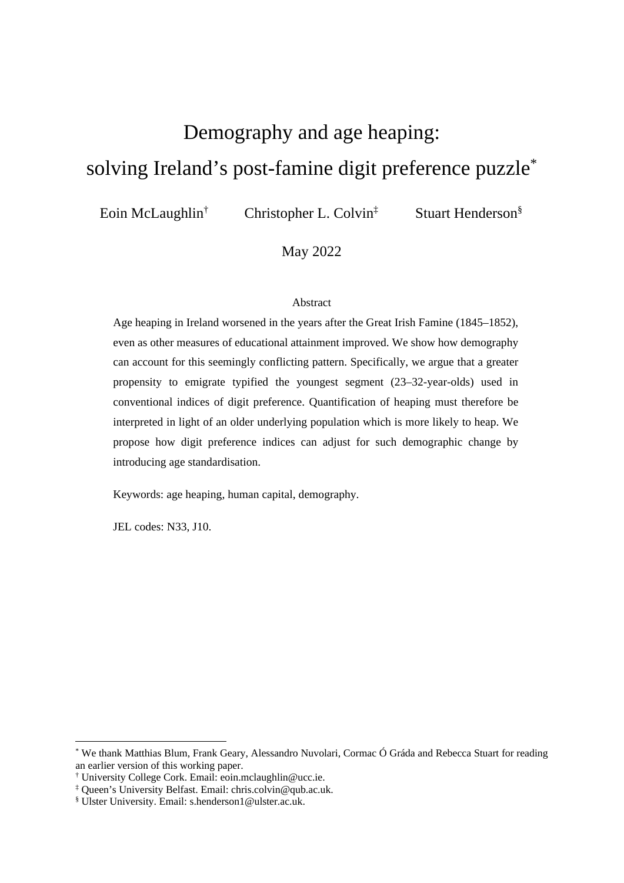# Demography and age heaping: solving Ireland’s post-famine digit preference puzzle[*]

Eoin McLaughlin[†] Christopher L. Colvin[‡] Stuart Henderson[§]

May 2022

Abstract

Age heaping in Ireland worsened in the years after the Great Irish Famine (1845–1852), even as other measures of educational attainment improved. We show how demography can account for this seemingly conflicting pattern. Specifically, we argue that a greater propensity to emigrate typified the youngest segment (23–32-year-olds) used in conventional indices of digit preference. Quantification of heaping must therefore be interpreted in light of an older underlying population which is more likely to heap. We propose how digit preference indices can adjust for such demographic change by introducing age standardisation.

Keywords: age heaping, human capital, demography.

JEL codes: N33, J10.

---

[*] We thank Matthias Blum, Frank Geary, Alessandro Nuvolari, Cormac Ó Gráda and Rebecca Stuart for reading an earlier version of this working paper.

[†] University College Cork. Email: eoin.mclaughlin@ucc.ie.

[‡] Queen’s University Belfast. Email: chris.colvin@qub.ac.uk.

[§] Ulster University. Email: s.henderson1@ulster.ac.uk.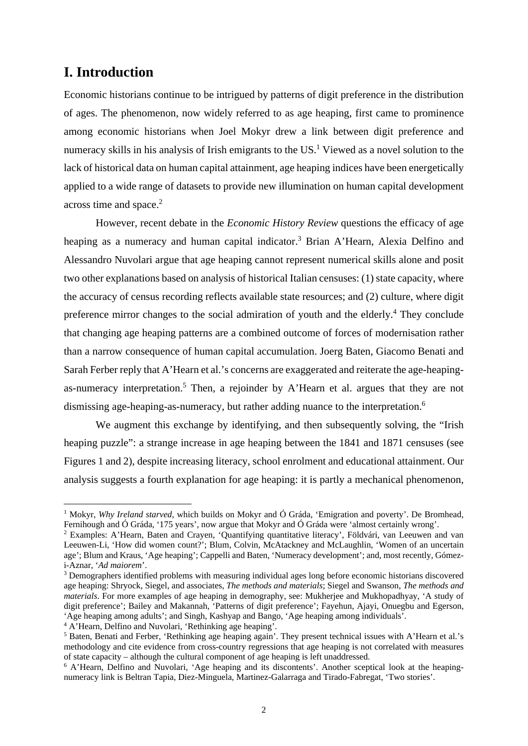# I. Introduction

Economic historians continue to be intrigued by patterns of digit preference in the distribution of ages. The phenomenon, now widely referred to as age heaping, first came to prominence among economic historians when Joel Mokyr drew a link between digit preference and numeracy skills in his analysis of Irish emigrants to the US.[1] Viewed as a novel solution to the lack of historical data on human capital attainment, age heaping indices have been energetically applied to a wide range of datasets to provide new illumination on human capital development across time and space.[2]

However, recent debate in the *Economic History Review* questions the efficacy of age heaping as a numeracy and human capital indicator.[3] Brian A'Hearn, Alexia Delfino and Alessandro Nuvolari argue that age heaping cannot represent numerical skills alone and posit two other explanations based on analysis of historical Italian censuses: (1) state capacity, where the accuracy of census recording reflects available state resources; and (2) culture, where digit preference mirror changes to the social admiration of youth and the elderly.[4] They conclude that changing age heaping patterns are a combined outcome of forces of modernisation rather than a narrow consequence of human capital accumulation. Joerg Baten, Giacomo Benati and Sarah Ferber reply that A'Hearn et al.'s concerns are exaggerated and reiterate the age-heaping-as-numeracy interpretation.[5] Then, a rejoinder by A'Hearn et al. argues that they are not dismissing age-heaping-as-numeracy, but rather adding nuance to the interpretation.[6]

We augment this exchange by identifying, and then subsequently solving, the "Irish heaping puzzle": a strange increase in age heaping between the 1841 and 1871 censuses (see Figures 1 and 2), despite increasing literacy, school enrolment and educational attainment. Our analysis suggests a fourth explanation for age heaping: it is partly a mechanical phenomenon,

---

[1] Mokyr, *Why Ireland starved,* which builds on Mokyr and Ó Gráda, 'Emigration and poverty'. De Bromhead, Fernihough and Ó Gráda, '175 years', now argue that Mokyr and Ó Gráda were 'almost certainly wrong'.

[2] Examples: A'Hearn, Baten and Crayen, 'Quantifying quantitative literacy', Földvári, van Leeuwen and van Leeuwen-Li, 'How did women count?'; Blum, Colvin, McAtackney and McLaughlin, 'Women of an uncertain age'; Blum and Kraus, 'Age heaping'; Cappelli and Baten, 'Numeracy development'; and, most recently, Gómez-i-Aznar, '*Ad maiorem*'.

[3] Demographers identified problems with measuring individual ages long before economic historians discovered age heaping: Shryock, Siegel, and associates, *The methods and materials*; Siegel and Swanson, *The methods and materials*. For more examples of age heaping in demography, see: Mukherjee and Mukhopadhyay, 'A study of digit preference'; Bailey and Makannah, 'Patterns of digit preference'; Fayehun, Ajayi, Onuegbu and Egerson, 'Age heaping among adults'; and Singh, Kashyap and Bango, 'Age heaping among individuals'.

[4] A'Hearn, Delfino and Nuvolari, 'Rethinking age heaping'.

[5] Baten, Benati and Ferber, 'Rethinking age heaping again'. They present technical issues with A'Hearn et al.'s methodology and cite evidence from cross-country regressions that age heaping is not correlated with measures of state capacity – although the cultural component of age heaping is left unaddressed.

[6] A'Hearn, Delfino and Nuvolari, 'Age heaping and its discontents'. Another sceptical look at the heaping-numeracy link is Beltran Tapia, Diez-Minguela, Martinez-Galarraga and Tirado-Fabregat, 'Two stories'.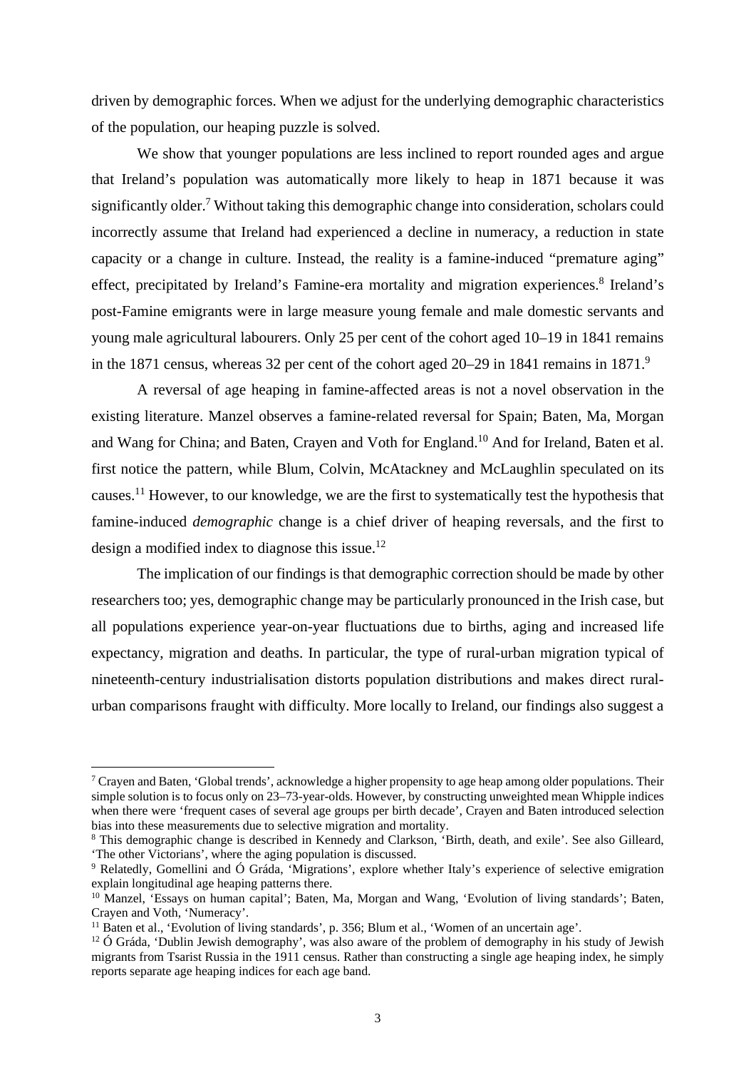driven by demographic forces. When we adjust for the underlying demographic characteristics of the population, our heaping puzzle is solved.

We show that younger populations are less inclined to report rounded ages and argue that Ireland's population was automatically more likely to heap in 1871 because it was significantly older.[7] Without taking this demographic change into consideration, scholars could incorrectly assume that Ireland had experienced a decline in numeracy, a reduction in state capacity or a change in culture. Instead, the reality is a famine-induced "premature aging" effect, precipitated by Ireland's Famine-era mortality and migration experiences.[8] Ireland's post-Famine emigrants were in large measure young female and male domestic servants and young male agricultural labourers. Only 25 per cent of the cohort aged 10–19 in 1841 remains in the 1871 census, whereas 32 per cent of the cohort aged 20–29 in 1841 remains in 1871.[9]

A reversal of age heaping in famine-affected areas is not a novel observation in the existing literature. Manzel observes a famine-related reversal for Spain; Baten, Ma, Morgan and Wang for China; and Baten, Crayen and Voth for England.[10] And for Ireland, Baten et al. first notice the pattern, while Blum, Colvin, McAtackney and McLaughlin speculated on its causes.[11] However, to our knowledge, we are the first to systematically test the hypothesis that famine-induced *demographic* change is a chief driver of heaping reversals, and the first to design a modified index to diagnose this issue.[12]

The implication of our findings is that demographic correction should be made by other researchers too; yes, demographic change may be particularly pronounced in the Irish case, but all populations experience year-on-year fluctuations due to births, aging and increased life expectancy, migration and deaths. In particular, the type of rural-urban migration typical of nineteenth-century industrialisation distorts population distributions and makes direct rural-urban comparisons fraught with difficulty. More locally to Ireland, our findings also suggest a

---

[7] Crayen and Baten, 'Global trends', acknowledge a higher propensity to age heap among older populations. Their simple solution is to focus only on 23–73-year-olds. However, by constructing unweighted mean Whipple indices when there were 'frequent cases of several age groups per birth decade', Crayen and Baten introduced selection bias into these measurements due to selective migration and mortality.

[8] This demographic change is described in Kennedy and Clarkson, 'Birth, death, and exile'. See also Gilleard, 'The other Victorians', where the aging population is discussed.

[9] Relatedly, Gomellini and Ó Gráda, 'Migrations', explore whether Italy's experience of selective emigration explain longitudinal age heaping patterns there.

[10] Manzel, 'Essays on human capital'; Baten, Ma, Morgan and Wang, 'Evolution of living standards'; Baten, Crayen and Voth, 'Numeracy'.

[11] Baten et al., 'Evolution of living standards', p. 356; Blum et al., 'Women of an uncertain age'.

[12] Ó Gráda, 'Dublin Jewish demography', was also aware of the problem of demography in his study of Jewish migrants from Tsarist Russia in the 1911 census. Rather than constructing a single age heaping index, he simply reports separate age heaping indices for each age band.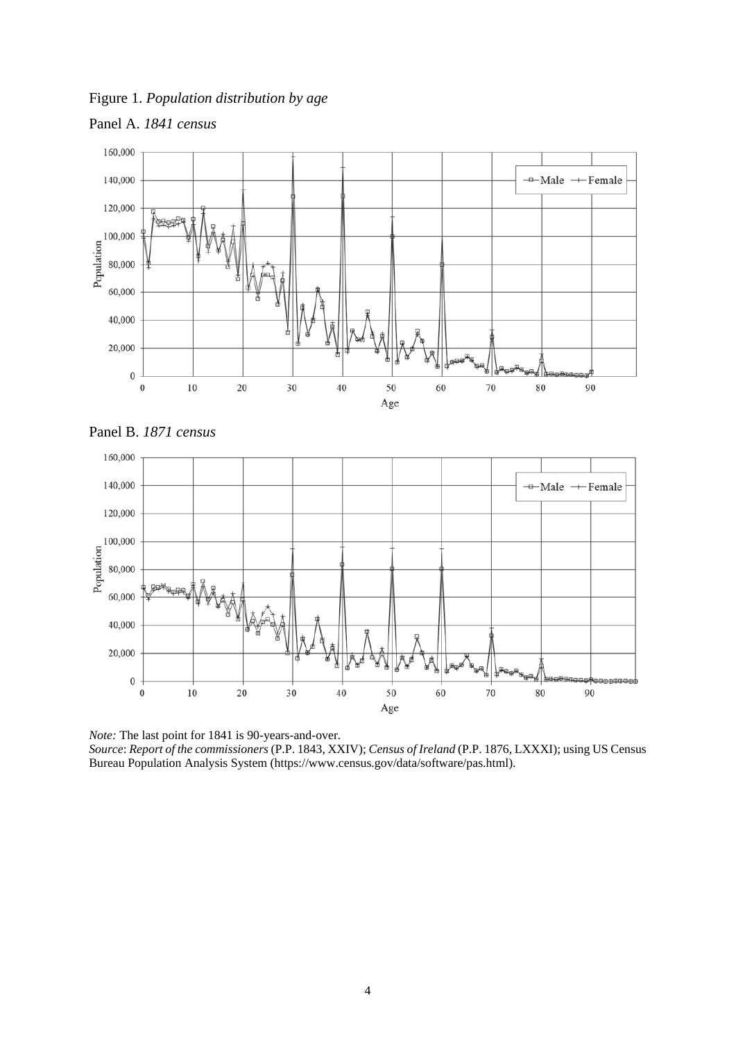Figure 1. *Population distribution by age*

Panel A. *1841 census*

Panel B. *1871 census*

*Note:* The last point for 1841 is 90-years-and-over.
*Source*: *Report of the commissioners* (P.P. 1843, XXIV); *Census of Ireland* (P.P. 1876, LXXXI); using US Census Bureau Population Analysis System (https://www.census.gov/data/software/pas.html).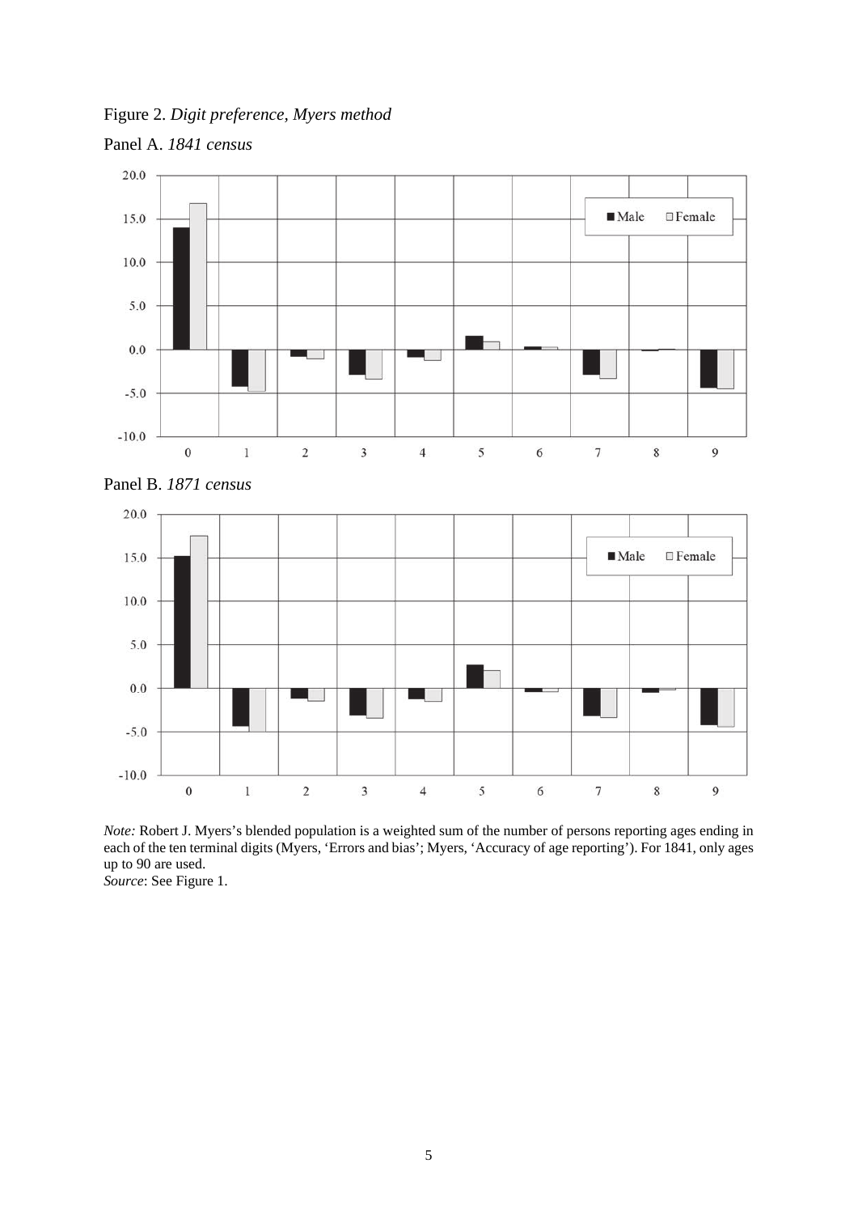Figure 2. *Digit preference, Myers method*

Panel A. *1841 census*

Panel B. *1871 census*

*Note:* Robert J. Myers's blended population is a weighted sum of the number of persons reporting ages ending in each of the ten terminal digits (Myers, 'Errors and bias'; Myers, 'Accuracy of age reporting'). For 1841, only ages up to 90 are used.
*Source*: See Figure 1.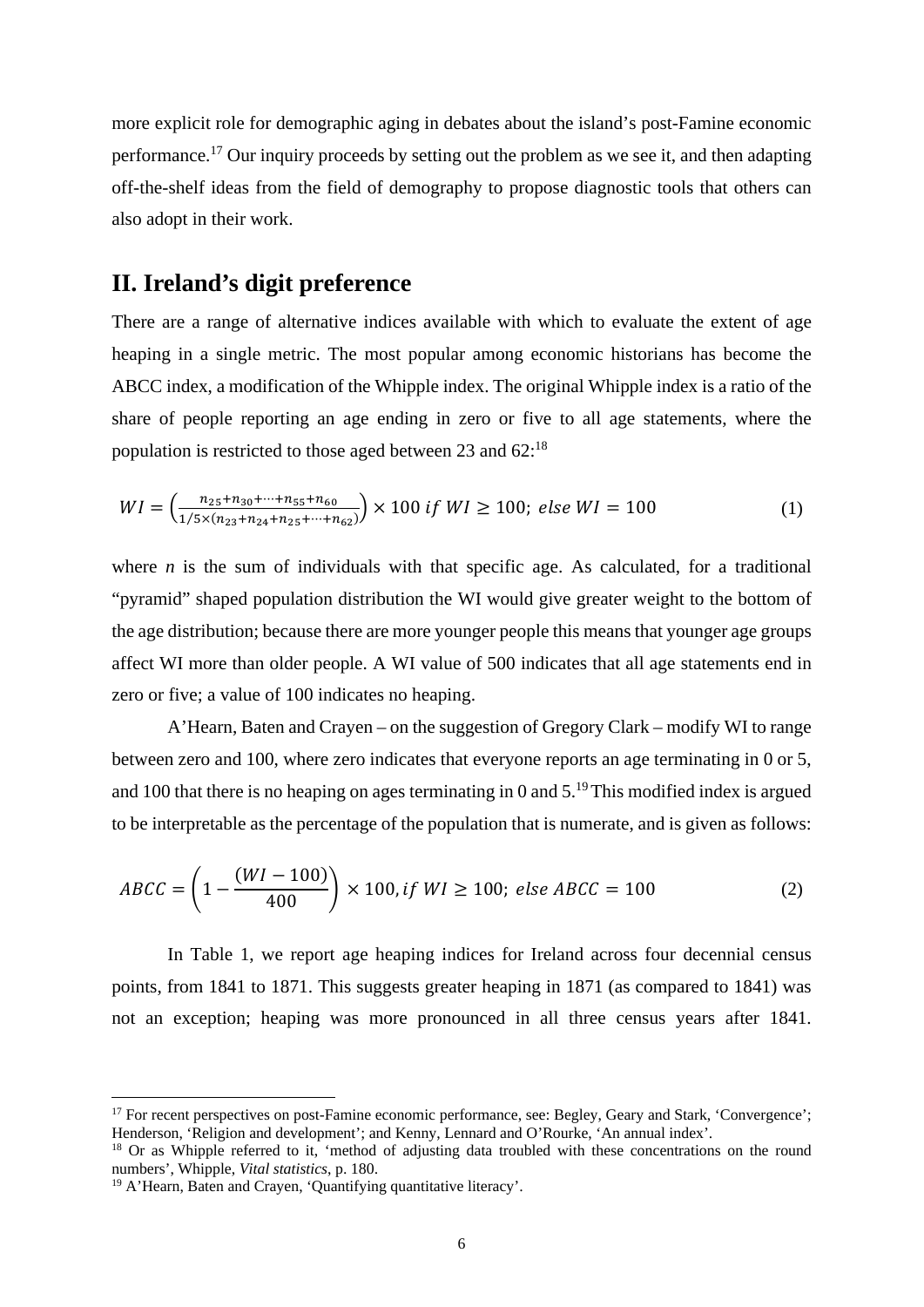more explicit role for demographic aging in debates about the island's post-Famine economic performance.[17] Our inquiry proceeds by setting out the problem as we see it, and then adapting off-the-shelf ideas from the field of demography to propose diagnostic tools that others can also adopt in their work.

## II. Ireland's digit preference

There are a range of alternative indices available with which to evaluate the extent of age heaping in a single metric. The most popular among economic historians has become the ABCC index, a modification of the Whipple index. The original Whipple index is a ratio of the share of people reporting an age ending in zero or five to all age statements, where the population is restricted to those aged between 23 and 62:[18]

$$WI = \left(\frac{n_{25}+n_{30}+\cdots+n_{55}+n_{60}}{1/5\times(n_{23}+n_{24}+n_{25}+\cdots+n_{62})}\right)\times 100 \; if \; WI \geq 100; \; else \; WI = 100 \tag{1}$$

where *n* is the sum of individuals with that specific age. As calculated, for a traditional "pyramid" shaped population distribution the WI would give greater weight to the bottom of the age distribution; because there are more younger people this means that younger age groups affect WI more than older people. A WI value of 500 indicates that all age statements end in zero or five; a value of 100 indicates no heaping.

A'Hearn, Baten and Crayen – on the suggestion of Gregory Clark – modify WI to range between zero and 100, where zero indicates that everyone reports an age terminating in 0 or 5, and 100 that there is no heaping on ages terminating in 0 and 5.[19] This modified index is argued to be interpretable as the percentage of the population that is numerate, and is given as follows:

$$ABCC = \left(1 - \frac{(WI-100)}{400}\right)\times 100, if \; WI \geq 100; \; else \; ABCC = 100 \tag{2}$$

In Table 1, we report age heaping indices for Ireland across four decennial census points, from 1841 to 1871. This suggests greater heaping in 1871 (as compared to 1841) was not an exception; heaping was more pronounced in all three census years after 1841.

---

[17] For recent perspectives on post-Famine economic performance, see: Begley, Geary and Stark, 'Convergence'; Henderson, 'Religion and development'; and Kenny, Lennard and O'Rourke, 'An annual index'.

[18] Or as Whipple referred to it, 'method of adjusting data troubled with these concentrations on the round numbers', Whipple, *Vital statistics*, p. 180.

[19] A'Hearn, Baten and Crayen, 'Quantifying quantitative literacy'.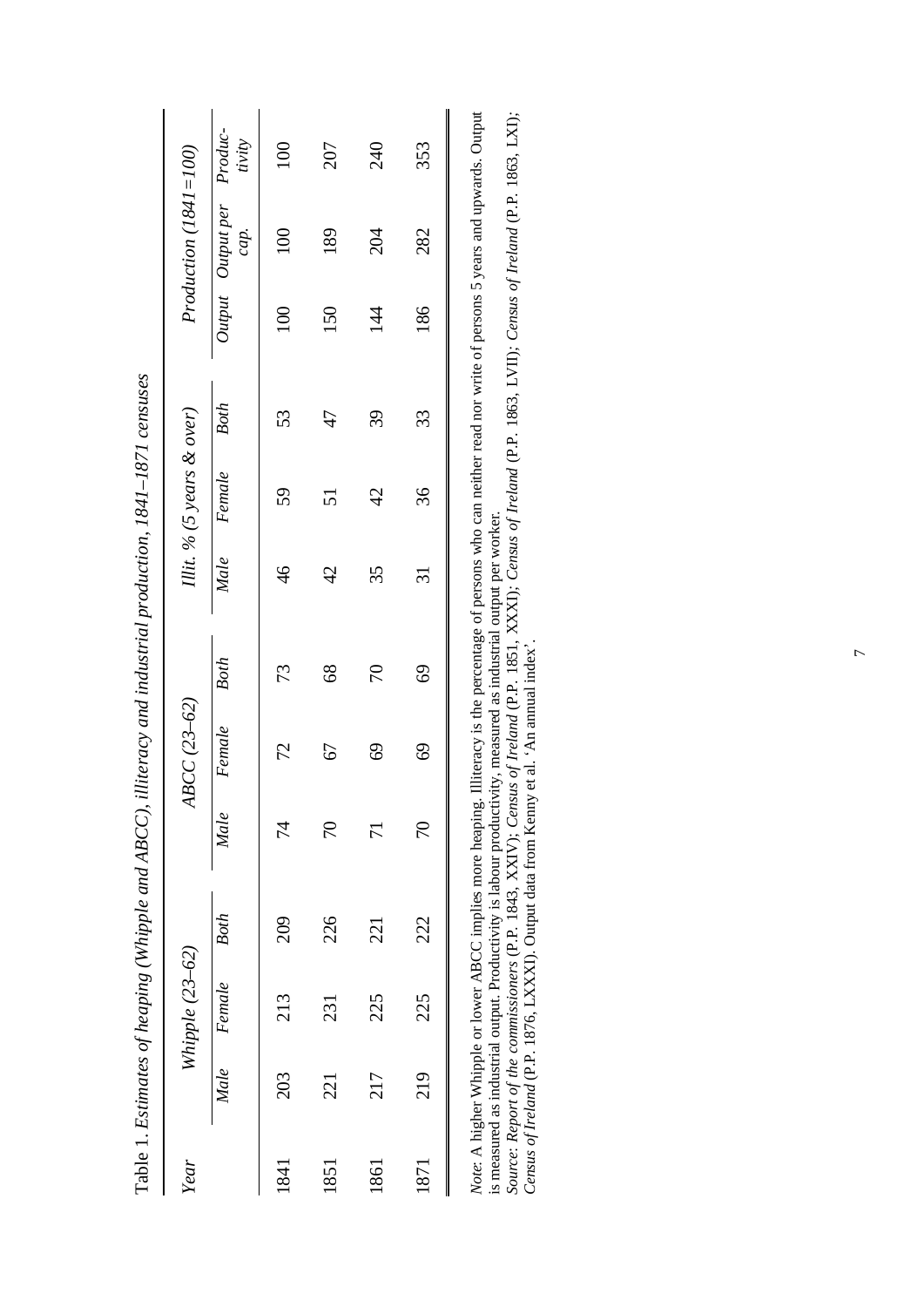Table 1. *Estimates of heaping (Whipple and ABCC), illiteracy and industrial production, 1841–1871 censuses*

| *Year* | *Whipple (23–62)* | | | *ABCC (23–62)* | | | *Illit. % (5 years & over)* | | | *Production (1841=100)* | | |
|---|---|---|---|---|---|---|---|---|---|---|---|---|
| | *Male* | *Female* | *Both* | *Male* | *Female* | *Both* | *Male* | *Female* | *Both* | *Output* | *Output per cap.* | *Productivity* |
| 1841 | 203 | 213 | 209 | 74 | 72 | 73 | 46 | 59 | 53 | 100 | 100 | 100 |
| 1851 | 221 | 231 | 226 | 70 | 67 | 68 | 42 | 51 | 47 | 150 | 189 | 207 |
| 1861 | 217 | 225 | 221 | 71 | 69 | 70 | 35 | 42 | 39 | 144 | 204 | 240 |
| 1871 | 219 | 225 | 222 | 70 | 69 | 69 | 31 | 36 | 33 | 186 | 282 | 353 |

*Note*: A higher Whipple or lower ABCC implies more heaping. Illiteracy is the percentage of persons who can neither read nor write of persons 5 years and upwards. Output is measured as industrial output. Productivity is labour productivity, measured as industrial output per worker.
*Source*: *Report of the commissioners* (P.P. 1843, XXIV); *Census of Ireland* (P.P. 1851, XXXI); *Census of Ireland* (P.P. 1863, LVII); *Census of Ireland* (P.P. 1863, LXI); *Census of Ireland* (P.P. 1876, LXXXI). Output data from Kenny et al. 'An annual index'.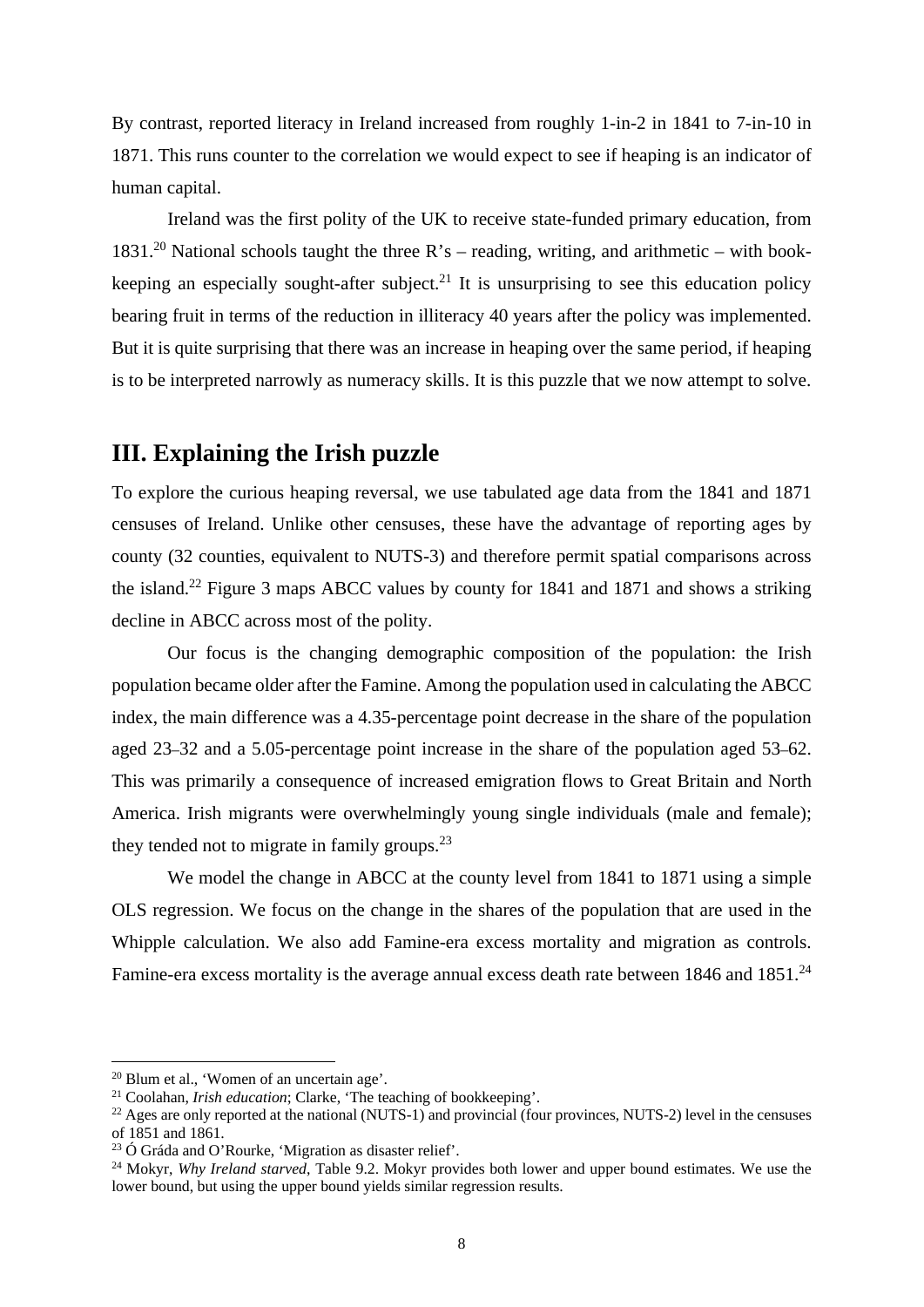By contrast, reported literacy in Ireland increased from roughly 1-in-2 in 1841 to 7-in-10 in 1871. This runs counter to the correlation we would expect to see if heaping is an indicator of human capital.

Ireland was the first polity of the UK to receive state-funded primary education, from 1831.[20] National schools taught the three R's – reading, writing, and arithmetic – with book-keeping an especially sought-after subject.[21] It is unsurprising to see this education policy bearing fruit in terms of the reduction in illiteracy 40 years after the policy was implemented. But it is quite surprising that there was an increase in heaping over the same period, if heaping is to be interpreted narrowly as numeracy skills. It is this puzzle that we now attempt to solve.

## III. Explaining the Irish puzzle

To explore the curious heaping reversal, we use tabulated age data from the 1841 and 1871 censuses of Ireland. Unlike other censuses, these have the advantage of reporting ages by county (32 counties, equivalent to NUTS-3) and therefore permit spatial comparisons across the island.[22] Figure 3 maps ABCC values by county for 1841 and 1871 and shows a striking decline in ABCC across most of the polity.

Our focus is the changing demographic composition of the population: the Irish population became older after the Famine. Among the population used in calculating the ABCC index, the main difference was a 4.35-percentage point decrease in the share of the population aged 23–32 and a 5.05-percentage point increase in the share of the population aged 53–62. This was primarily a consequence of increased emigration flows to Great Britain and North America. Irish migrants were overwhelmingly young single individuals (male and female); they tended not to migrate in family groups.[23]

We model the change in ABCC at the county level from 1841 to 1871 using a simple OLS regression. We focus on the change in the shares of the population that are used in the Whipple calculation. We also add Famine-era excess mortality and migration as controls. Famine-era excess mortality is the average annual excess death rate between 1846 and 1851.[24]

---

[20] Blum et al., 'Women of an uncertain age'.

[21] Coolahan, *Irish education*; Clarke, 'The teaching of bookkeeping'.

[22] Ages are only reported at the national (NUTS-1) and provincial (four provinces, NUTS-2) level in the censuses of 1851 and 1861.

[23] Ó Gráda and O'Rourke, 'Migration as disaster relief'.

[24] Mokyr, *Why Ireland starved*, Table 9.2. Mokyr provides both lower and upper bound estimates. We use the lower bound, but using the upper bound yields similar regression results.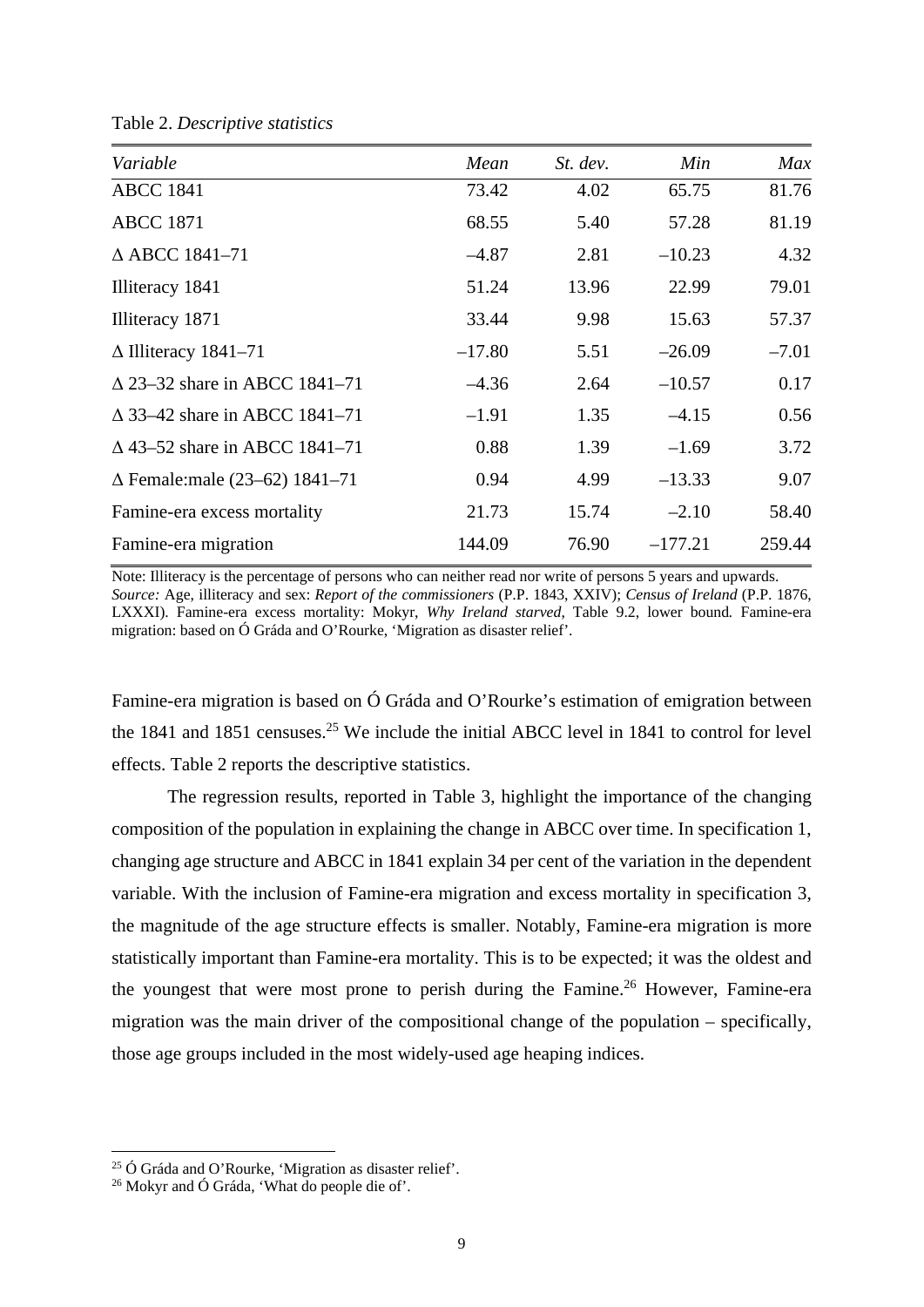Table 2. *Descriptive statistics*

| *Variable* | *Mean* | *St. dev.* | *Min* | *Max* |
|---|---|---|---|---|
| ABCC 1841 | 73.42 | 4.02 | 65.75 | 81.76 |
| ABCC 1871 | 68.55 | 5.40 | 57.28 | 81.19 |
| Δ ABCC 1841–71 | –4.87 | 2.81 | –10.23 | 4.32 |
| Illiteracy 1841 | 51.24 | 13.96 | 22.99 | 79.01 |
| Illiteracy 1871 | 33.44 | 9.98 | 15.63 | 57.37 |
| Δ Illiteracy 1841–71 | –17.80 | 5.51 | –26.09 | –7.01 |
| Δ 23–32 share in ABCC 1841–71 | –4.36 | 2.64 | –10.57 | 0.17 |
| Δ 33–42 share in ABCC 1841–71 | –1.91 | 1.35 | –4.15 | 0.56 |
| Δ 43–52 share in ABCC 1841–71 | 0.88 | 1.39 | –1.69 | 3.72 |
| Δ Female:male (23–62) 1841–71 | 0.94 | 4.99 | –13.33 | 9.07 |
| Famine-era excess mortality | 21.73 | 15.74 | –2.10 | 58.40 |
| Famine-era migration | 144.09 | 76.90 | –177.21 | 259.44 |

Note: Illiteracy is the percentage of persons who can neither read nor write of persons 5 years and upwards.
*Source:* Age, illiteracy and sex: *Report of the commissioners* (P.P. 1843, XXIV); *Census of Ireland* (P.P. 1876, LXXXI). Famine-era excess mortality: Mokyr, *Why Ireland starved*, Table 9.2, lower bound. Famine-era migration: based on Ó Gráda and O'Rourke, 'Migration as disaster relief'.

Famine-era migration is based on Ó Gráda and O'Rourke's estimation of emigration between the 1841 and 1851 censuses.[25] We include the initial ABCC level in 1841 to control for level effects. Table 2 reports the descriptive statistics.

The regression results, reported in Table 3, highlight the importance of the changing composition of the population in explaining the change in ABCC over time. In specification 1, changing age structure and ABCC in 1841 explain 34 per cent of the variation in the dependent variable. With the inclusion of Famine-era migration and excess mortality in specification 3, the magnitude of the age structure effects is smaller. Notably, Famine-era migration is more statistically important than Famine-era mortality. This is to be expected; it was the oldest and the youngest that were most prone to perish during the Famine.[26] However, Famine-era migration was the main driver of the compositional change of the population – specifically, those age groups included in the most widely-used age heaping indices.

[25] Ó Gráda and O'Rourke, 'Migration as disaster relief'.
[26] Mokyr and Ó Gráda, 'What do people die of'.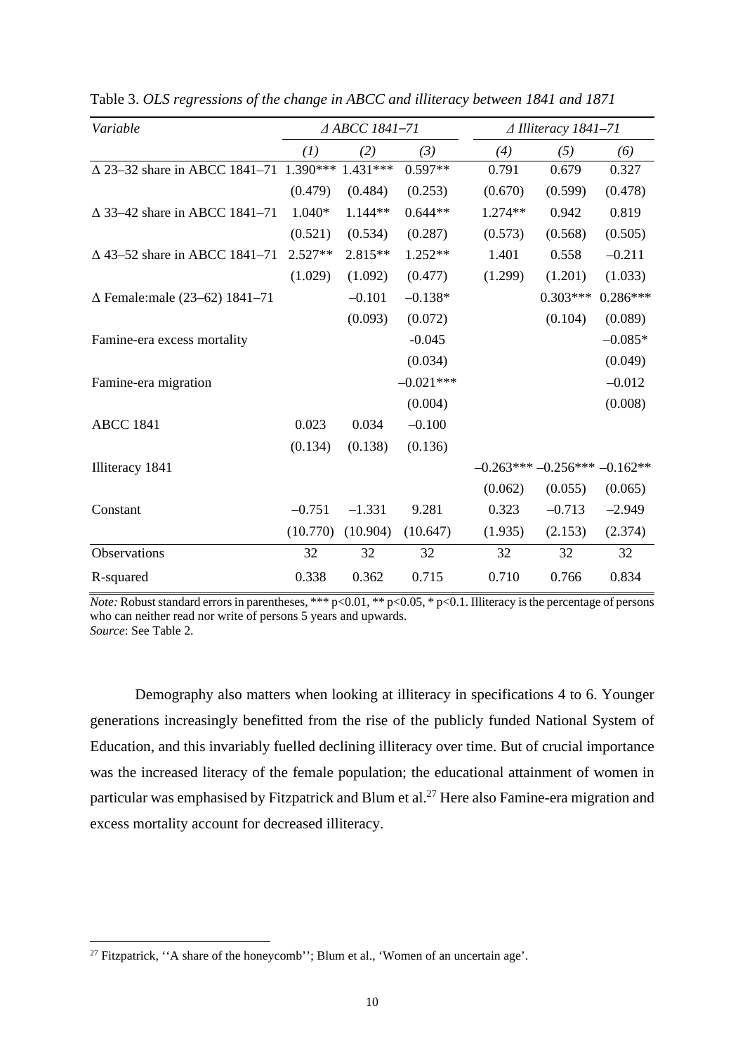Table 3. *OLS regressions of the change in ABCC and illiteracy between 1841 and 1871*

| *Variable* | *Δ ABCC 1841–71* | | | *Δ Illiteracy 1841–71* | | |
|---|---|---|---|---|---|---|
| | *(1)* | *(2)* | *(3)* | *(4)* | *(5)* | *(6)* |
| Δ 23–32 share in ABCC 1841–71 | 1.390*** | 1.431*** | 0.597** | 0.791 | 0.679 | 0.327 |
| | (0.479) | (0.484) | (0.253) | (0.670) | (0.599) | (0.478) |
| Δ 33–42 share in ABCC 1841–71 | 1.040* | 1.144** | 0.644** | 1.274** | 0.942 | 0.819 |
| | (0.521) | (0.534) | (0.287) | (0.573) | (0.568) | (0.505) |
| Δ 43–52 share in ABCC 1841–71 | 2.527** | 2.815** | 1.252** | 1.401 | 0.558 | –0.211 |
| | (1.029) | (1.092) | (0.477) | (1.299) | (1.201) | (1.033) |
| Δ Female:male (23–62) 1841–71 | | –0.101 | –0.138* | | 0.303*** | 0.286*** |
| | | (0.093) | (0.072) | | (0.104) | (0.089) |
| Famine-era excess mortality | | | -0.045 | | | –0.085* |
| | | | (0.034) | | | (0.049) |
| Famine-era migration | | | –0.021*** | | | –0.012 |
| | | | (0.004) | | | (0.008) |
| ABCC 1841 | 0.023 | 0.034 | –0.100 | | | |
| | (0.134) | (0.138) | (0.136) | | | |
| Illiteracy 1841 | | | | –0.263*** | –0.256*** | –0.162** |
| | | | | (0.062) | (0.055) | (0.065) |
| Constant | –0.751 | –1.331 | 9.281 | 0.323 | –0.713 | –2.949 |
| | (10.770) | (10.904) | (10.647) | (1.935) | (2.153) | (2.374) |
| Observations | 32 | 32 | 32 | 32 | 32 | 32 |
| R-squared | 0.338 | 0.362 | 0.715 | 0.710 | 0.766 | 0.834 |

*Note:* Robust standard errors in parentheses, *** p<0.01, ** p<0.05, * p<0.1. Illiteracy is the percentage of persons who can neither read nor write of persons 5 years and upwards.
*Source*: See Table 2.

Demography also matters when looking at illiteracy in specifications 4 to 6. Younger generations increasingly benefitted from the rise of the publicly funded National System of Education, and this invariably fuelled declining illiteracy over time. But of crucial importance was the increased literacy of the female population; the educational attainment of women in particular was emphasised by Fitzpatrick and Blum et al.[27] Here also Famine-era migration and excess mortality account for decreased illiteracy.

[27] Fitzpatrick, ''A share of the honeycomb''; Blum et al., 'Women of an uncertain age'.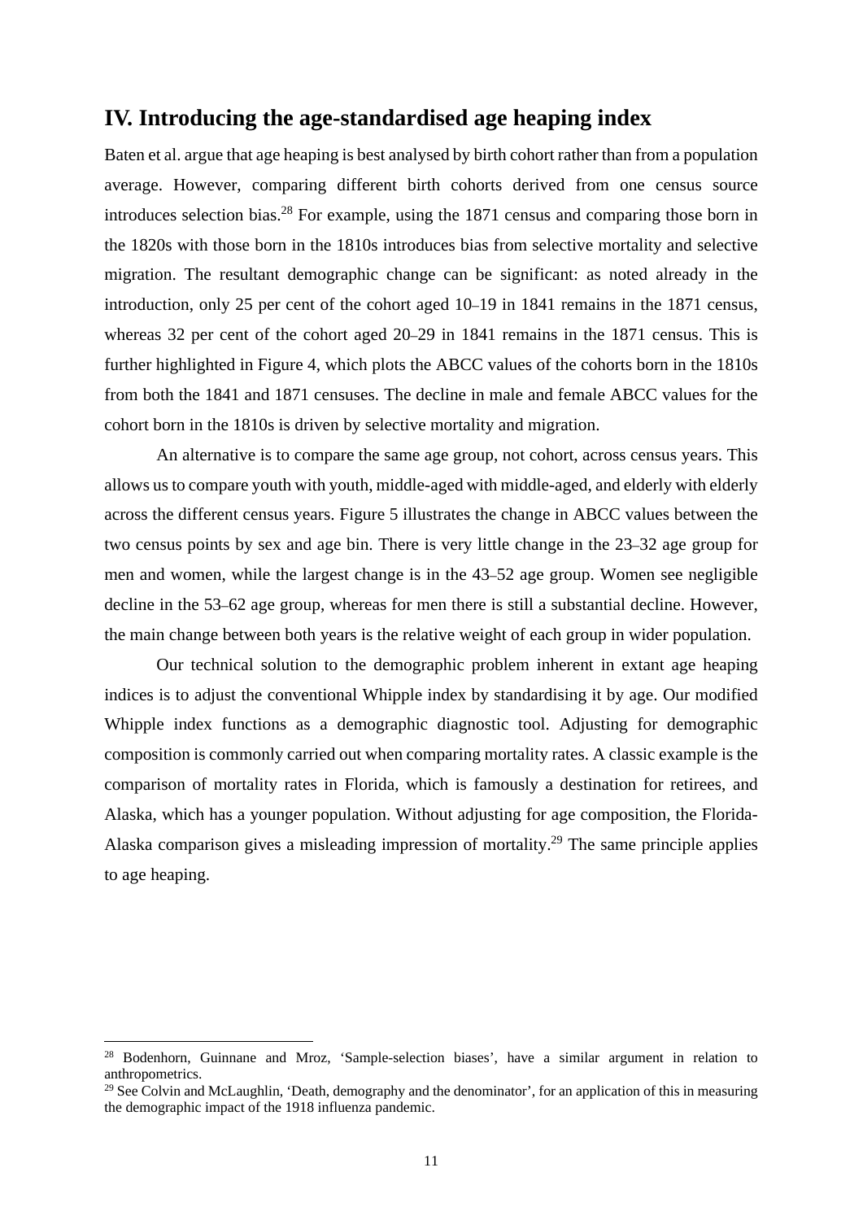## IV. Introducing the age-standardised age heaping index

Baten et al. argue that age heaping is best analysed by birth cohort rather than from a population average. However, comparing different birth cohorts derived from one census source introduces selection bias.[28] For example, using the 1871 census and comparing those born in the 1820s with those born in the 1810s introduces bias from selective mortality and selective migration. The resultant demographic change can be significant: as noted already in the introduction, only 25 per cent of the cohort aged 10–19 in 1841 remains in the 1871 census, whereas 32 per cent of the cohort aged 20–29 in 1841 remains in the 1871 census. This is further highlighted in Figure 4, which plots the ABCC values of the cohorts born in the 1810s from both the 1841 and 1871 censuses. The decline in male and female ABCC values for the cohort born in the 1810s is driven by selective mortality and migration.

An alternative is to compare the same age group, not cohort, across census years. This allows us to compare youth with youth, middle-aged with middle-aged, and elderly with elderly across the different census years. Figure 5 illustrates the change in ABCC values between the two census points by sex and age bin. There is very little change in the 23–32 age group for men and women, while the largest change is in the 43–52 age group. Women see negligible decline in the 53–62 age group, whereas for men there is still a substantial decline. However, the main change between both years is the relative weight of each group in wider population.

Our technical solution to the demographic problem inherent in extant age heaping indices is to adjust the conventional Whipple index by standardising it by age. Our modified Whipple index functions as a demographic diagnostic tool. Adjusting for demographic composition is commonly carried out when comparing mortality rates. A classic example is the comparison of mortality rates in Florida, which is famously a destination for retirees, and Alaska, which has a younger population. Without adjusting for age composition, the Florida-Alaska comparison gives a misleading impression of mortality.[29] The same principle applies to age heaping.

---

[28] Bodenhorn, Guinnane and Mroz, 'Sample-selection biases', have a similar argument in relation to anthropometrics.

[29] See Colvin and McLaughlin, 'Death, demography and the denominator', for an application of this in measuring the demographic impact of the 1918 influenza pandemic.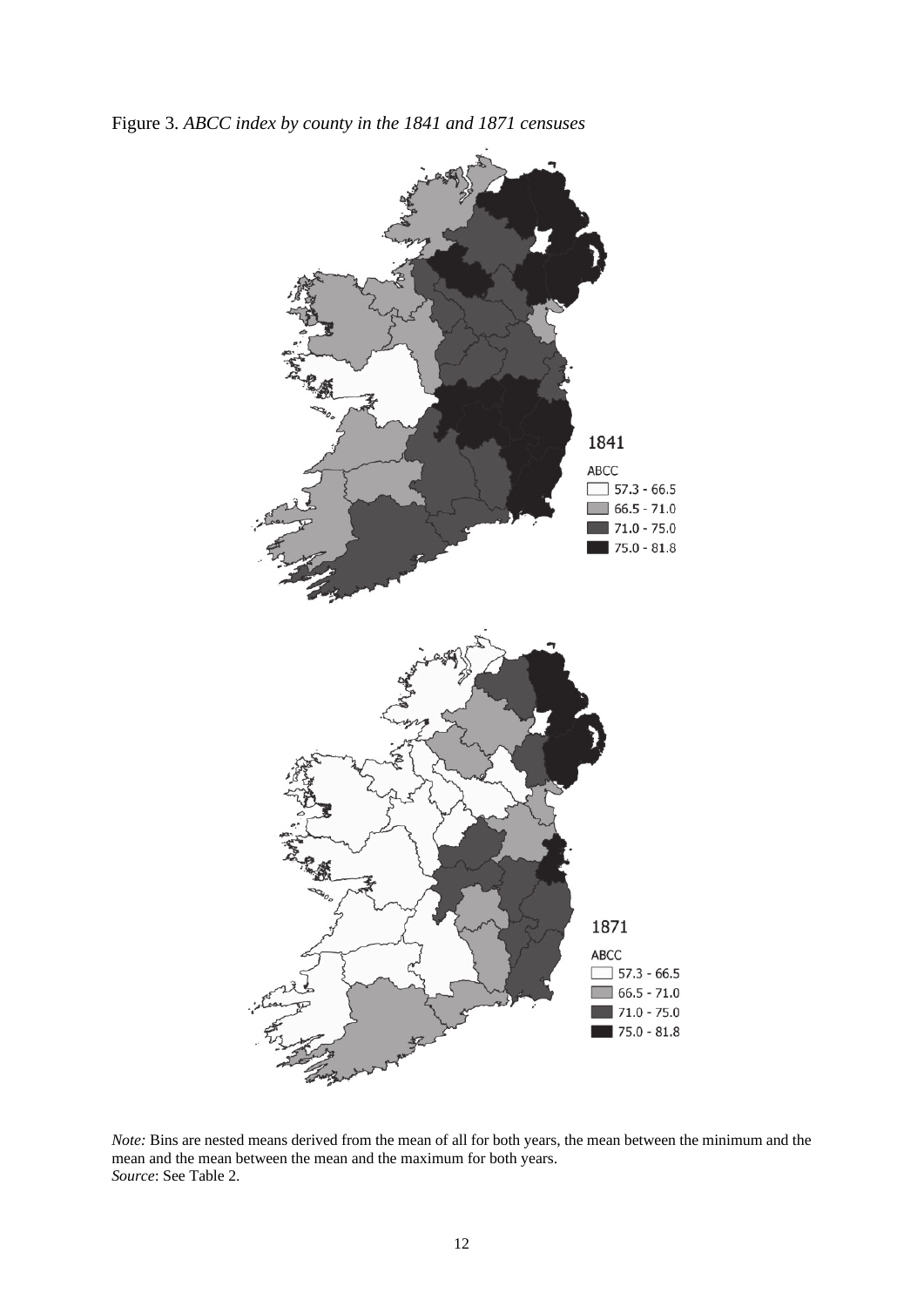Figure 3. *ABCC index by county in the 1841 and 1871 censuses*

1841

ABCC
- 57.3 - 66.5
- 66.5 - 71.0
- 71.0 - 75.0
- 75.0 - 81.8

1871

ABCC
- 57.3 - 66.5
- 66.5 - 71.0
- 71.0 - 75.0
- 75.0 - 81.8

*Note:* Bins are nested means derived from the mean of all for both years, the mean between the minimum and the mean and the mean between the mean and the maximum for both years.
*Source*: See Table 2.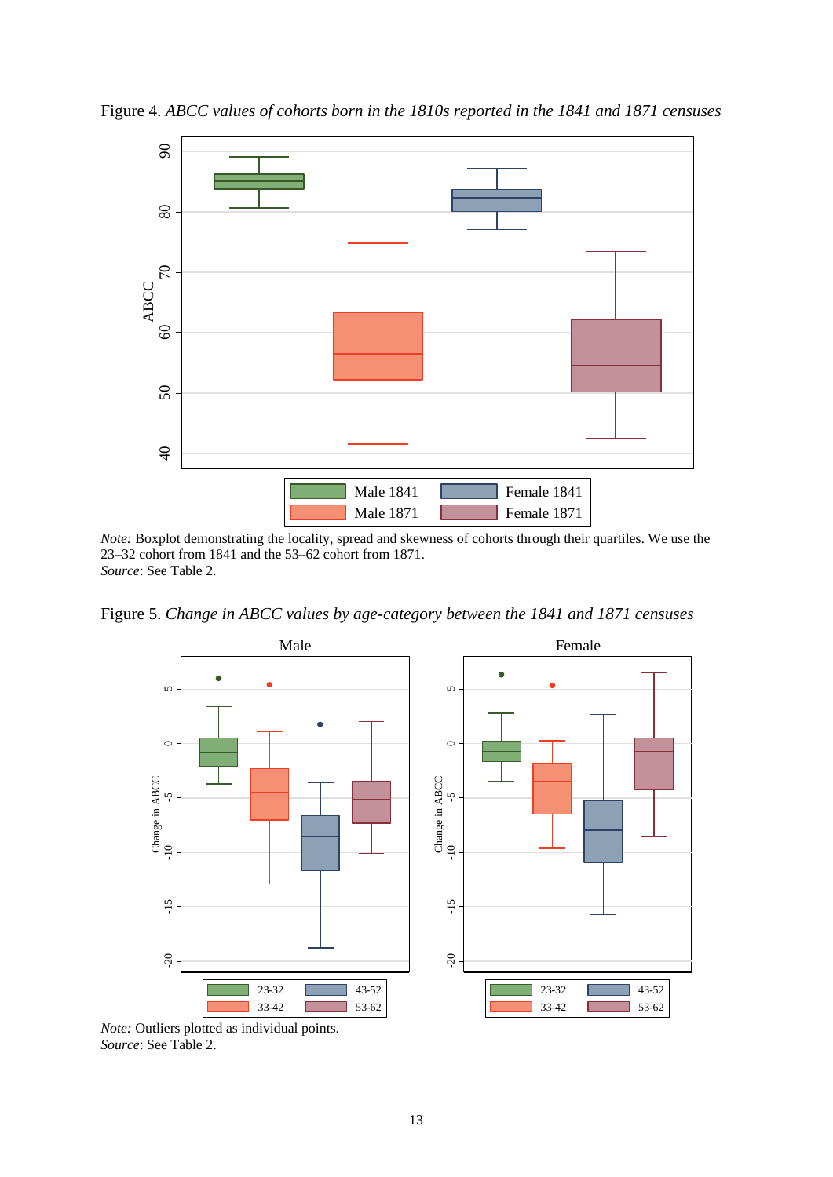Figure 4. *ABCC values of cohorts born in the 1810s reported in the 1841 and 1871 censuses*

*Note:* Boxplot demonstrating the locality, spread and skewness of cohorts through their quartiles. We use the 23–32 cohort from 1841 and the 53–62 cohort from 1871.
*Source*: See Table 2.

Figure 5. *Change in ABCC values by age-category between the 1841 and 1871 censuses*

*Note:* Outliers plotted as individual points.
*Source*: See Table 2.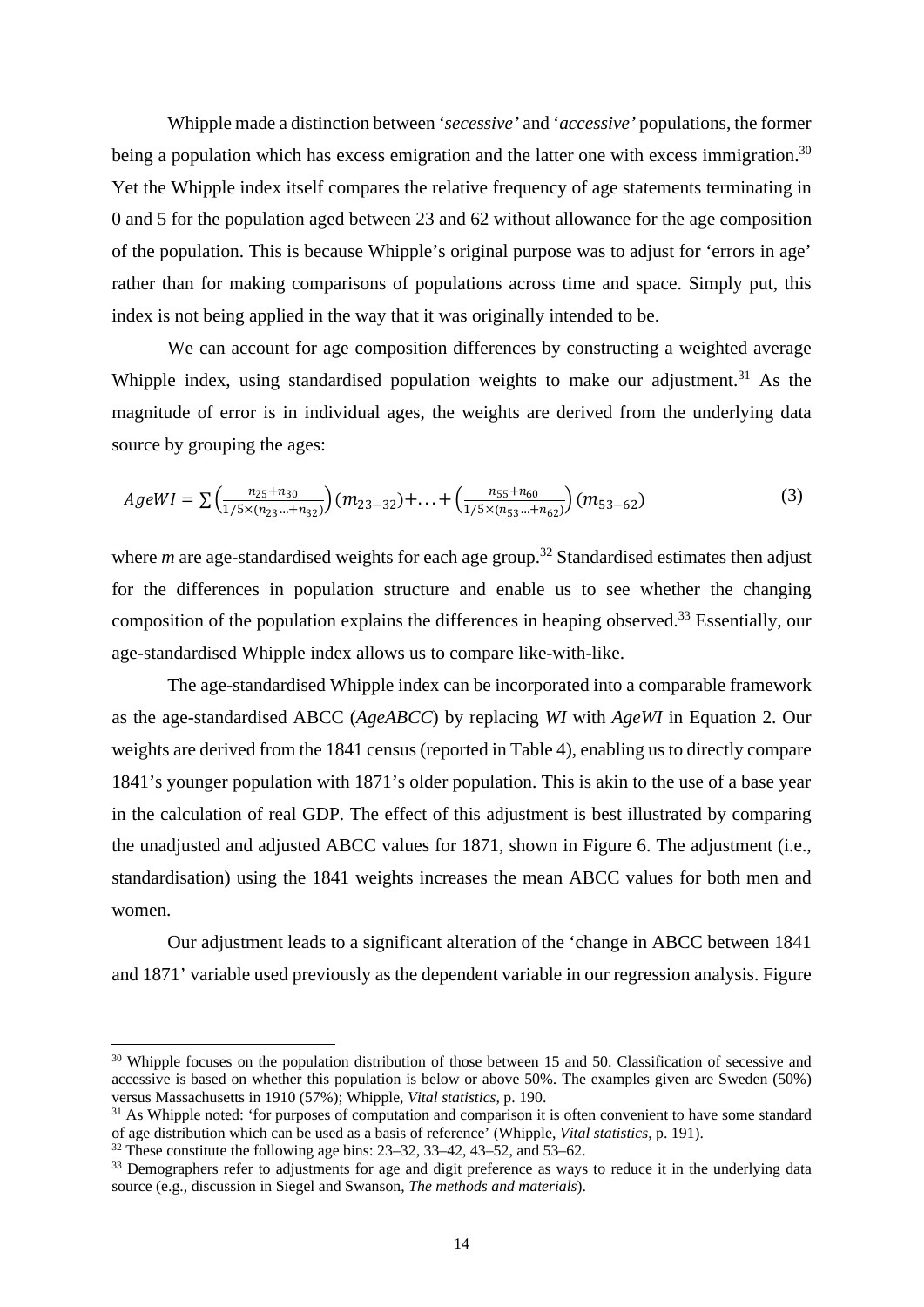Whipple made a distinction between '*secessive'* and '*accessive'* populations, the former being a population which has excess emigration and the latter one with excess immigration.[30] Yet the Whipple index itself compares the relative frequency of age statements terminating in 0 and 5 for the population aged between 23 and 62 without allowance for the age composition of the population. This is because Whipple's original purpose was to adjust for 'errors in age' rather than for making comparisons of populations across time and space. Simply put, this index is not being applied in the way that it was originally intended to be.

We can account for age composition differences by constructing a weighted average Whipple index, using standardised population weights to make our adjustment.[31] As the magnitude of error is in individual ages, the weights are derived from the underlying data source by grouping the ages:

$$AgeWI = \sum \left(\frac{n_{25}+n_{30}}{1/5\times(n_{23}\ldots+n_{32})}\right)(m_{23-32}) + \ldots + \left(\frac{n_{55}+n_{60}}{1/5\times(n_{53}\ldots+n_{62})}\right)(m_{53-62}) \tag{3}$$

where *m* are age-standardised weights for each age group.[32] Standardised estimates then adjust for the differences in population structure and enable us to see whether the changing composition of the population explains the differences in heaping observed.[33] Essentially, our age-standardised Whipple index allows us to compare like-with-like.

The age-standardised Whipple index can be incorporated into a comparable framework as the age-standardised ABCC (*AgeABCC*) by replacing *WI* with *AgeWI* in Equation 2. Our weights are derived from the 1841 census (reported in Table 4), enabling us to directly compare 1841's younger population with 1871's older population. This is akin to the use of a base year in the calculation of real GDP. The effect of this adjustment is best illustrated by comparing the unadjusted and adjusted ABCC values for 1871, shown in Figure 6. The adjustment (i.e., standardisation) using the 1841 weights increases the mean ABCC values for both men and women.

Our adjustment leads to a significant alteration of the 'change in ABCC between 1841 and 1871' variable used previously as the dependent variable in our regression analysis. Figure

---

[30] Whipple focuses on the population distribution of those between 15 and 50. Classification of secessive and accessive is based on whether this population is below or above 50%. The examples given are Sweden (50%) versus Massachusetts in 1910 (57%); Whipple, *Vital statistics,* p. 190.

[31] As Whipple noted: 'for purposes of computation and comparison it is often convenient to have some standard of age distribution which can be used as a basis of reference' (Whipple, *Vital statistics*, p. 191).

[32] These constitute the following age bins: 23–32, 33–42, 43–52, and 53–62.

[33] Demographers refer to adjustments for age and digit preference as ways to reduce it in the underlying data source (e.g., discussion in Siegel and Swanson, *The methods and materials*).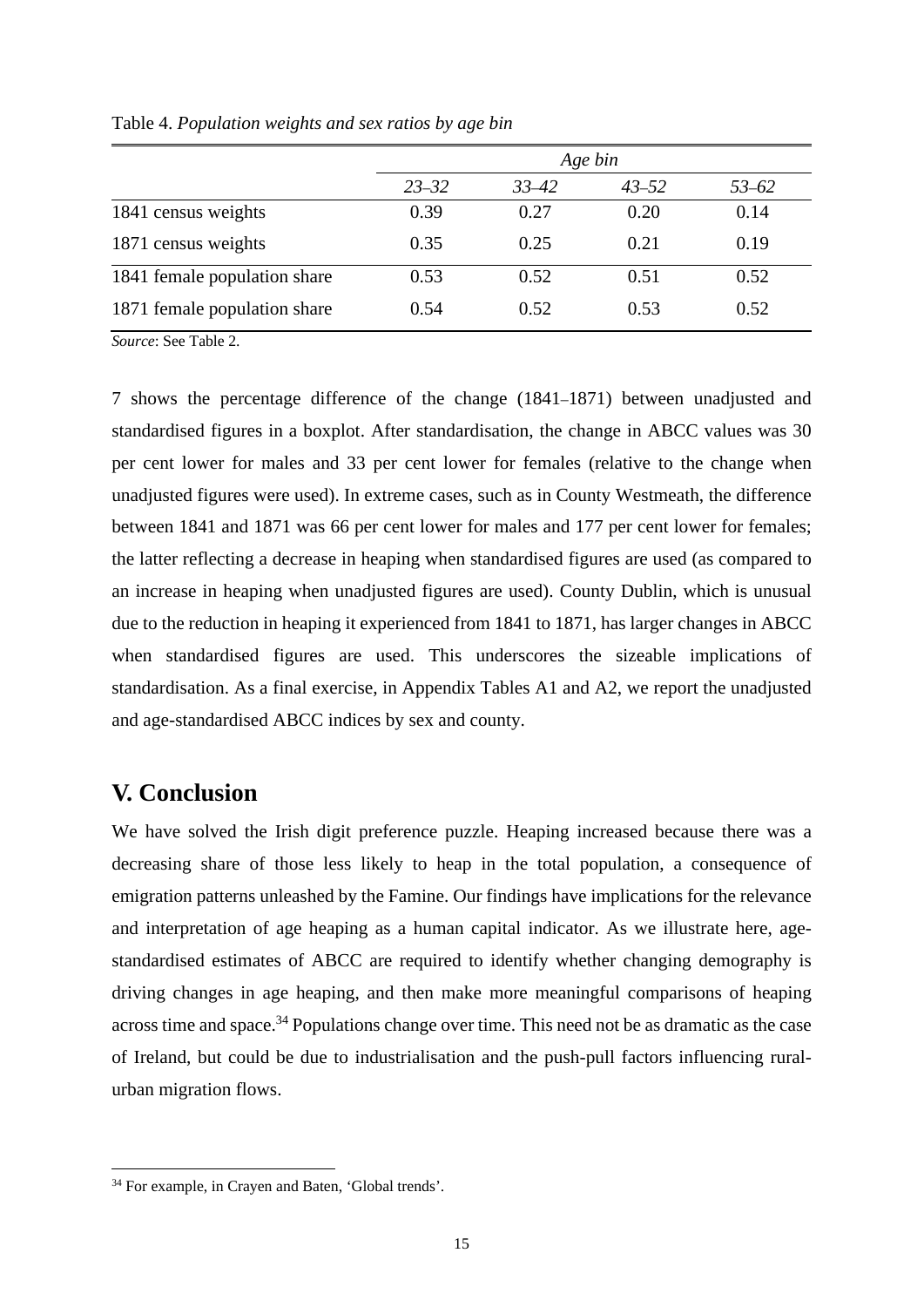Table 4. *Population weights and sex ratios by age bin*

| | *Age bin* | | | |
|---|---|---|---|---|
| | *23–32* | *33–42* | *43–52* | *53–62* |
| 1841 census weights | 0.39 | 0.27 | 0.20 | 0.14 |
| 1871 census weights | 0.35 | 0.25 | 0.21 | 0.19 |
| 1841 female population share | 0.53 | 0.52 | 0.51 | 0.52 |
| 1871 female population share | 0.54 | 0.52 | 0.53 | 0.52 |

*Source*: See Table 2.

7 shows the percentage difference of the change (1841–1871) between unadjusted and standardised figures in a boxplot. After standardisation, the change in ABCC values was 30 per cent lower for males and 33 per cent lower for females (relative to the change when unadjusted figures were used). In extreme cases, such as in County Westmeath, the difference between 1841 and 1871 was 66 per cent lower for males and 177 per cent lower for females; the latter reflecting a decrease in heaping when standardised figures are used (as compared to an increase in heaping when unadjusted figures are used). County Dublin, which is unusual due to the reduction in heaping it experienced from 1841 to 1871, has larger changes in ABCC when standardised figures are used. This underscores the sizeable implications of standardisation. As a final exercise, in Appendix Tables A1 and A2, we report the unadjusted and age-standardised ABCC indices by sex and county.

## V. Conclusion

We have solved the Irish digit preference puzzle. Heaping increased because there was a decreasing share of those less likely to heap in the total population, a consequence of emigration patterns unleashed by the Famine. Our findings have implications for the relevance and interpretation of age heaping as a human capital indicator. As we illustrate here, age-standardised estimates of ABCC are required to identify whether changing demography is driving changes in age heaping, and then make more meaningful comparisons of heaping across time and space.[34] Populations change over time. This need not be as dramatic as the case of Ireland, but could be due to industrialisation and the push-pull factors influencing rural-urban migration flows.

[34] For example, in Crayen and Baten, 'Global trends'.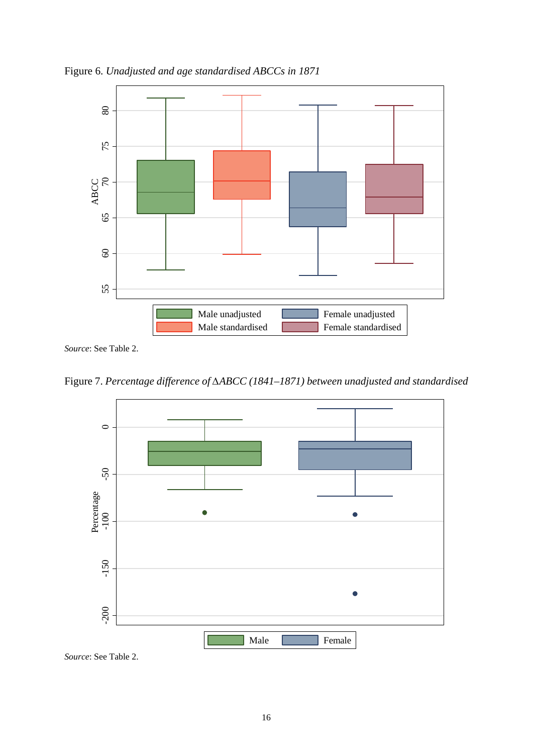Figure 6. *Unadjusted and age standardised ABCCs in 1871*

*Source*: See Table 2.

Figure 7. *Percentage difference of ∆ABCC (1841–1871) between unadjusted and standardised*

*Source*: See Table 2.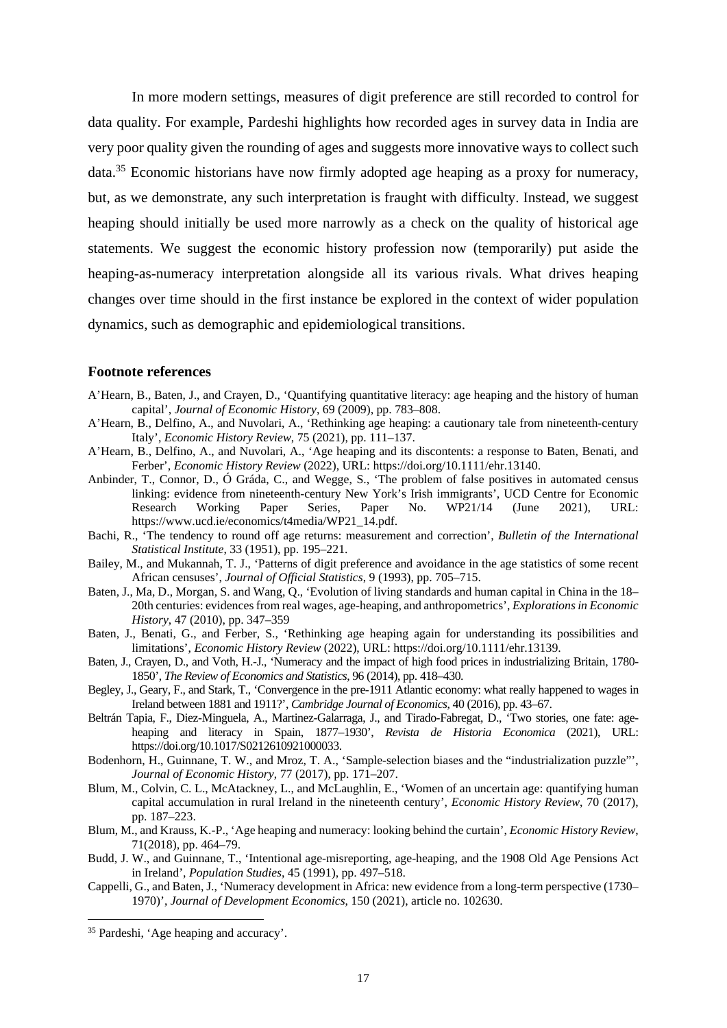In more modern settings, measures of digit preference are still recorded to control for data quality. For example, Pardeshi highlights how recorded ages in survey data in India are very poor quality given the rounding of ages and suggests more innovative ways to collect such data.[35] Economic historians have now firmly adopted age heaping as a proxy for numeracy, but, as we demonstrate, any such interpretation is fraught with difficulty. Instead, we suggest heaping should initially be used more narrowly as a check on the quality of historical age statements. We suggest the economic history profession now (temporarily) put aside the heaping-as-numeracy interpretation alongside all its various rivals. What drives heaping changes over time should in the first instance be explored in the context of wider population dynamics, such as demographic and epidemiological transitions.

### Footnote references

A'Hearn, B., Baten, J., and Crayen, D., 'Quantifying quantitative literacy: age heaping and the history of human capital', *Journal of Economic History*, 69 (2009), pp. 783–808.

A'Hearn, B., Delfino, A., and Nuvolari, A., 'Rethinking age heaping: a cautionary tale from nineteenth-century Italy', *Economic History Review*, 75 (2021), pp. 111–137.

A'Hearn, B., Delfino, A., and Nuvolari, A., 'Age heaping and its discontents: a response to Baten, Benati, and Ferber', *Economic History Review* (2022), URL: https://doi.org/10.1111/ehr.13140.

Anbinder, T., Connor, D., Ó Gráda, C., and Wegge, S., 'The problem of false positives in automated census linking: evidence from nineteenth-century New York's Irish immigrants', UCD Centre for Economic Research Working Paper Series, Paper No. WP21/14 (June 2021), URL: https://www.ucd.ie/economics/t4media/WP21_14.pdf.

Bachi, R., 'The tendency to round off age returns: measurement and correction', *Bulletin of the International Statistical Institute*, 33 (1951), pp. 195–221.

Bailey, M., and Mukannah, T. J., 'Patterns of digit preference and avoidance in the age statistics of some recent African censuses', *Journal of Official Statistics*, 9 (1993), pp. 705–715.

Baten, J., Ma, D., Morgan, S. and Wang, Q., 'Evolution of living standards and human capital in China in the 18–20th centuries: evidences from real wages, age-heaping, and anthropometrics', *Explorations in Economic History*, 47 (2010), pp. 347–359

Baten, J., Benati, G., and Ferber, S., 'Rethinking age heaping again for understanding its possibilities and limitations', *Economic History Review* (2022), URL: https://doi.org/10.1111/ehr.13139.

Baten, J., Crayen, D., and Voth, H.-J., 'Numeracy and the impact of high food prices in industrializing Britain, 1780-1850', *The Review of Economics and Statistics*, 96 (2014), pp. 418–430.

Begley, J., Geary, F., and Stark, T., 'Convergence in the pre-1911 Atlantic economy: what really happened to wages in Ireland between 1881 and 1911?', *Cambridge Journal of Economics*, 40 (2016), pp. 43–67.

Beltrán Tapia, F., Diez-Minguela, A., Martinez-Galarraga, J., and Tirado-Fabregat, D., 'Two stories, one fate: age-heaping and literacy in Spain, 1877–1930', *Revista de Historia Economica* (2021), URL: https://doi.org/10.1017/S0212610921000033.

Bodenhorn, H., Guinnane, T. W., and Mroz, T. A., 'Sample-selection biases and the "industrialization puzzle"', *Journal of Economic History*, 77 (2017), pp. 171–207.

Blum, M., Colvin, C. L., McAtackney, L., and McLaughlin, E., 'Women of an uncertain age: quantifying human capital accumulation in rural Ireland in the nineteenth century', *Economic History Review*, 70 (2017), pp. 187–223.

Blum, M., and Krauss, K.-P., 'Age heaping and numeracy: looking behind the curtain', *Economic History Review*, 71(2018), pp. 464–79.

Budd, J. W., and Guinnane, T., 'Intentional age-misreporting, age-heaping, and the 1908 Old Age Pensions Act in Ireland', *Population Studies*, 45 (1991), pp. 497–518.

Cappelli, G., and Baten, J., 'Numeracy development in Africa: new evidence from a long-term perspective (1730–1970)', *Journal of Development Economics*, 150 (2021), article no. 102630.

---

[35] Pardeshi, 'Age heaping and accuracy'.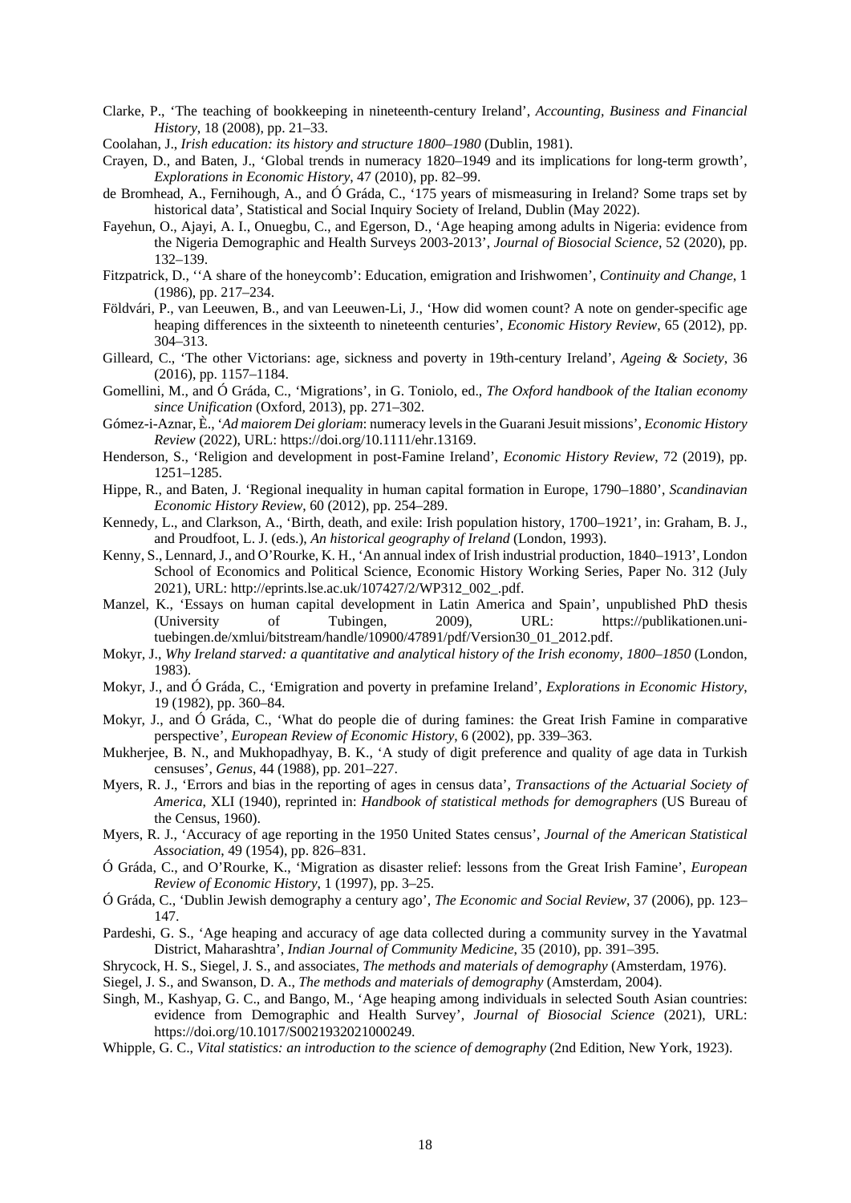Clarke, P., 'The teaching of bookkeeping in nineteenth-century Ireland', *Accounting, Business and Financial History*, 18 (2008), pp. 21–33.

Coolahan, J., *Irish education: its history and structure 1800–1980* (Dublin, 1981).

Crayen, D., and Baten, J., 'Global trends in numeracy 1820–1949 and its implications for long-term growth', *Explorations in Economic History*, 47 (2010), pp. 82–99.

de Bromhead, A., Fernihough, A., and Ó Gráda, C., '175 years of mismeasuring in Ireland? Some traps set by historical data', Statistical and Social Inquiry Society of Ireland, Dublin (May 2022).

Fayehun, O., Ajayi, A. I., Onuegbu, C., and Egerson, D., 'Age heaping among adults in Nigeria: evidence from the Nigeria Demographic and Health Surveys 2003-2013', *Journal of Biosocial Science*, 52 (2020), pp. 132–139.

Fitzpatrick, D., ''A share of the honeycomb': Education, emigration and Irishwomen', *Continuity and Change*, 1 (1986), pp. 217–234.

Földvári, P., van Leeuwen, B., and van Leeuwen-Li, J., 'How did women count? A note on gender-specific age heaping differences in the sixteenth to nineteenth centuries', *Economic History Review*, 65 (2012), pp. 304–313.

Gilleard, C., 'The other Victorians: age, sickness and poverty in 19th-century Ireland', *Ageing & Society*, 36 (2016), pp. 1157–1184.

Gomellini, M., and Ó Gráda, C., 'Migrations', in G. Toniolo, ed., *The Oxford handbook of the Italian economy since Unification* (Oxford, 2013), pp. 271–302.

Gómez-i-Aznar, È., '*Ad maiorem Dei gloriam*: numeracy levels in the Guarani Jesuit missions', *Economic History Review* (2022), URL: https://doi.org/10.1111/ehr.13169.

Henderson, S., 'Religion and development in post-Famine Ireland', *Economic History Review*, 72 (2019), pp. 1251–1285.

Hippe, R., and Baten, J. 'Regional inequality in human capital formation in Europe, 1790–1880', *Scandinavian Economic History Review*, 60 (2012), pp. 254–289.

Kennedy, L., and Clarkson, A., 'Birth, death, and exile: Irish population history, 1700–1921', in: Graham, B. J., and Proudfoot, L. J. (eds.), *An historical geography of Ireland* (London, 1993).

Kenny, S., Lennard, J., and O'Rourke, K. H., 'An annual index of Irish industrial production, 1840–1913', London School of Economics and Political Science, Economic History Working Series, Paper No. 312 (July 2021), URL: http://eprints.lse.ac.uk/107427/2/WP312_002_.pdf.

Manzel, K., 'Essays on human capital development in Latin America and Spain', unpublished PhD thesis (University of Tubingen, 2009), URL: https://publikationen.uni-tuebingen.de/xmlui/bitstream/handle/10900/47891/pdf/Version30_01_2012.pdf.

Mokyr, J., *Why Ireland starved: a quantitative and analytical history of the Irish economy, 1800–1850* (London, 1983).

Mokyr, J., and Ó Gráda, C., 'Emigration and poverty in prefamine Ireland', *Explorations in Economic History*, 19 (1982), pp. 360–84.

Mokyr, J., and Ó Gráda, C., 'What do people die of during famines: the Great Irish Famine in comparative perspective', *European Review of Economic History*, 6 (2002), pp. 339–363.

Mukherjee, B. N., and Mukhopadhyay, B. K., 'A study of digit preference and quality of age data in Turkish censuses', *Genus*, 44 (1988), pp. 201–227.

Myers, R. J., 'Errors and bias in the reporting of ages in census data', *Transactions of the Actuarial Society of America*, XLI (1940), reprinted in: *Handbook of statistical methods for demographers* (US Bureau of the Census, 1960).

Myers, R. J., 'Accuracy of age reporting in the 1950 United States census', *Journal of the American Statistical Association*, 49 (1954), pp. 826–831.

Ó Gráda, C., and O'Rourke, K., 'Migration as disaster relief: lessons from the Great Irish Famine', *European Review of Economic History*, 1 (1997), pp. 3–25.

Ó Gráda, C., 'Dublin Jewish demography a century ago', *The Economic and Social Review*, 37 (2006), pp. 123–147.

Pardeshi, G. S., 'Age heaping and accuracy of age data collected during a community survey in the Yavatmal District, Maharashtra', *Indian Journal of Community Medicine*, 35 (2010), pp. 391–395.

Shrycock, H. S., Siegel, J. S., and associates, *The methods and materials of demography* (Amsterdam, 1976).

Siegel, J. S., and Swanson, D. A., *The methods and materials of demography* (Amsterdam, 2004).

Singh, M., Kashyap, G. C., and Bango, M., 'Age heaping among individuals in selected South Asian countries: evidence from Demographic and Health Survey', *Journal of Biosocial Science* (2021), URL: https://doi.org/10.1017/S0021932021000249.

Whipple, G. C., *Vital statistics: an introduction to the science of demography* (2nd Edition, New York, 1923).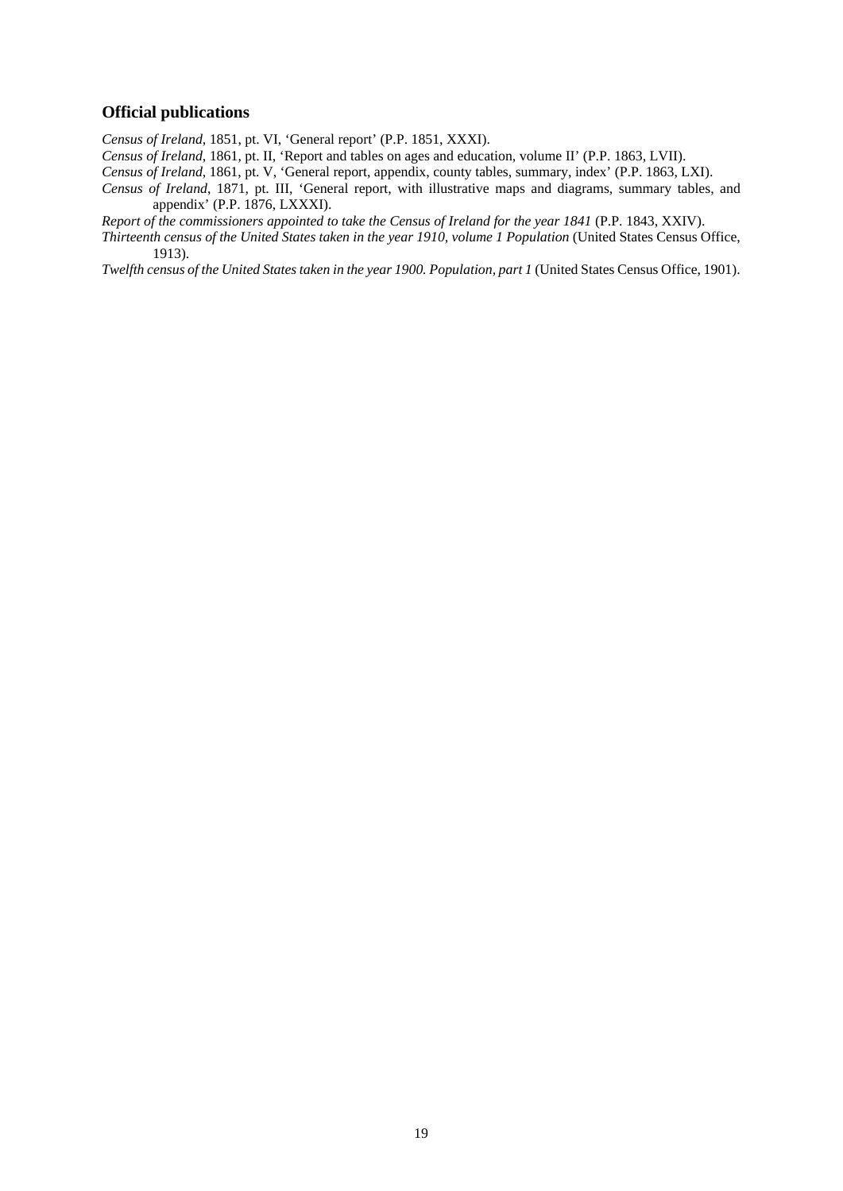## Official publications

*Census of Ireland*, 1851, pt. VI, 'General report' (P.P. 1851, XXXI).

*Census of Ireland*, 1861, pt. II, 'Report and tables on ages and education, volume II' (P.P. 1863, LVII).

*Census of Ireland*, 1861, pt. V, 'General report, appendix, county tables, summary, index' (P.P. 1863, LXI).

*Census of Ireland*, 1871, pt. III, 'General report, with illustrative maps and diagrams, summary tables, and appendix' (P.P. 1876, LXXXI).

*Report of the commissioners appointed to take the Census of Ireland for the year 1841* (P.P. 1843, XXIV).

*Thirteenth census of the United States taken in the year 1910, volume 1 Population* (United States Census Office, 1913).

*Twelfth census of the United States taken in the year 1900. Population, part 1* (United States Census Office, 1901).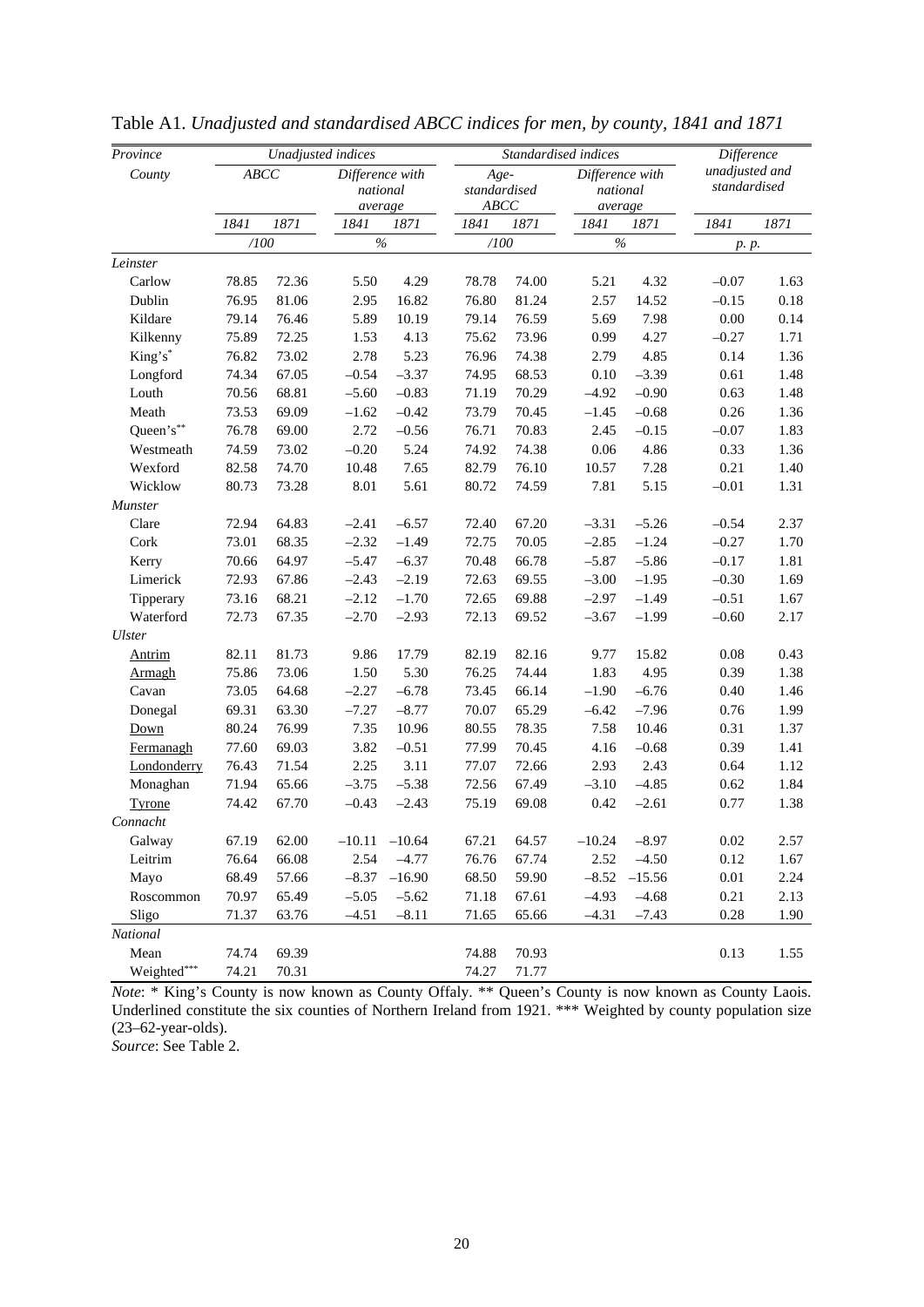Table A1. *Unadjusted and standardised ABCC indices for men, by county, 1841 and 1871*

| *Province* | *Unadjusted indices* | | | | *Standardised indices* | | | | *Difference* | |
|---|---|---|---|---|---|---|---|---|---|---|
| *County* | *ABCC* | | *Difference with national average* | | *Age-standardised ABCC* | | *Difference with national average* | | *unadjusted and standardised* | |
| | *1841* | *1871* | *1841* | *1871* | *1841* | *1871* | *1841* | *1871* | *1841* | *1871* |
| | */100* | | *%* | | */100* | | *%* | | *p. p.* | |
| *Leinster* | | | | | | | | | | |
| Carlow | 78.85 | 72.36 | 5.50 | 4.29 | 78.78 | 74.00 | 5.21 | 4.32 | –0.07 | 1.63 |
| Dublin | 76.95 | 81.06 | 2.95 | 16.82 | 76.80 | 81.24 | 2.57 | 14.52 | –0.15 | 0.18 |
| Kildare | 79.14 | 76.46 | 5.89 | 10.19 | 79.14 | 76.59 | 5.69 | 7.98 | 0.00 | 0.14 |
| Kilkenny | 75.89 | 72.25 | 1.53 | 4.13 | 75.62 | 73.96 | 0.99 | 4.27 | –0.27 | 1.71 |
| King's* | 76.82 | 73.02 | 2.78 | 5.23 | 76.96 | 74.38 | 2.79 | 4.85 | 0.14 | 1.36 |
| Longford | 74.34 | 67.05 | –0.54 | –3.37 | 74.95 | 68.53 | 0.10 | –3.39 | 0.61 | 1.48 |
| Louth | 70.56 | 68.81 | –5.60 | –0.83 | 71.19 | 70.29 | –4.92 | –0.90 | 0.63 | 1.48 |
| Meath | 73.53 | 69.09 | –1.62 | –0.42 | 73.79 | 70.45 | –1.45 | –0.68 | 0.26 | 1.36 |
| Queen's** | 76.78 | 69.00 | 2.72 | –0.56 | 76.71 | 70.83 | 2.45 | –0.15 | –0.07 | 1.83 |
| Westmeath | 74.59 | 73.02 | –0.20 | 5.24 | 74.92 | 74.38 | 0.06 | 4.86 | 0.33 | 1.36 |
| Wexford | 82.58 | 74.70 | 10.48 | 7.65 | 82.79 | 76.10 | 10.57 | 7.28 | 0.21 | 1.40 |
| Wicklow | 80.73 | 73.28 | 8.01 | 5.61 | 80.72 | 74.59 | 7.81 | 5.15 | –0.01 | 1.31 |
| *Munster* | | | | | | | | | | |
| Clare | 72.94 | 64.83 | –2.41 | –6.57 | 72.40 | 67.20 | –3.31 | –5.26 | –0.54 | 2.37 |
| Cork | 73.01 | 68.35 | –2.32 | –1.49 | 72.75 | 70.05 | –2.85 | –1.24 | –0.27 | 1.70 |
| Kerry | 70.66 | 64.97 | –5.47 | –6.37 | 70.48 | 66.78 | –5.87 | –5.86 | –0.17 | 1.81 |
| Limerick | 72.93 | 67.86 | –2.43 | –2.19 | 72.63 | 69.55 | –3.00 | –1.95 | –0.30 | 1.69 |
| Tipperary | 73.16 | 68.21 | –2.12 | –1.70 | 72.65 | 69.88 | –2.97 | –1.49 | –0.51 | 1.67 |
| Waterford | 72.73 | 67.35 | –2.70 | –2.93 | 72.13 | 69.52 | –3.67 | –1.99 | –0.60 | 2.17 |
| *Ulster* | | | | | | | | | | |
| <u>Antrim</u> | 82.11 | 81.73 | 9.86 | 17.79 | 82.19 | 82.16 | 9.77 | 15.82 | 0.08 | 0.43 |
| <u>Armagh</u> | 75.86 | 73.06 | 1.50 | 5.30 | 76.25 | 74.44 | 1.83 | 4.95 | 0.39 | 1.38 |
| Cavan | 73.05 | 64.68 | –2.27 | –6.78 | 73.45 | 66.14 | –1.90 | –6.76 | 0.40 | 1.46 |
| Donegal | 69.31 | 63.30 | –7.27 | –8.77 | 70.07 | 65.29 | –6.42 | –7.96 | 0.76 | 1.99 |
| <u>Down</u> | 80.24 | 76.99 | 7.35 | 10.96 | 80.55 | 78.35 | 7.58 | 10.46 | 0.31 | 1.37 |
| <u>Fermanagh</u> | 77.60 | 69.03 | 3.82 | –0.51 | 77.99 | 70.45 | 4.16 | –0.68 | 0.39 | 1.41 |
| <u>Londonderry</u> | 76.43 | 71.54 | 2.25 | 3.11 | 77.07 | 72.66 | 2.93 | 2.43 | 0.64 | 1.12 |
| Monaghan | 71.94 | 65.66 | –3.75 | –5.38 | 72.56 | 67.49 | –3.10 | –4.85 | 0.62 | 1.84 |
| <u>Tyrone</u> | 74.42 | 67.70 | –0.43 | –2.43 | 75.19 | 69.08 | 0.42 | –2.61 | 0.77 | 1.38 |
| *Connacht* | | | | | | | | | | |
| Galway | 67.19 | 62.00 | –10.11 | –10.64 | 67.21 | 64.57 | –10.24 | –8.97 | 0.02 | 2.57 |
| Leitrim | 76.64 | 66.08 | 2.54 | –4.77 | 76.76 | 67.74 | 2.52 | –4.50 | 0.12 | 1.67 |
| Mayo | 68.49 | 57.66 | –8.37 | –16.90 | 68.50 | 59.90 | –8.52 | –15.56 | 0.01 | 2.24 |
| Roscommon | 70.97 | 65.49 | –5.05 | –5.62 | 71.18 | 67.61 | –4.93 | –4.68 | 0.21 | 2.13 |
| Sligo | 71.37 | 63.76 | –4.51 | –8.11 | 71.65 | 65.66 | –4.31 | –7.43 | 0.28 | 1.90 |
| *National* | | | | | | | | | | |
| Mean | 74.74 | 69.39 | | | 74.88 | 70.93 | | | 0.13 | 1.55 |
| Weighted*** | 74.21 | 70.31 | | | 74.27 | 71.77 | | | | |

*Note*: * King's County is now known as County Offaly. ** Queen's County is now known as County Laois. Underlined constitute the six counties of Northern Ireland from 1921. *** Weighted by county population size (23–62-year-olds).
*Source*: See Table 2.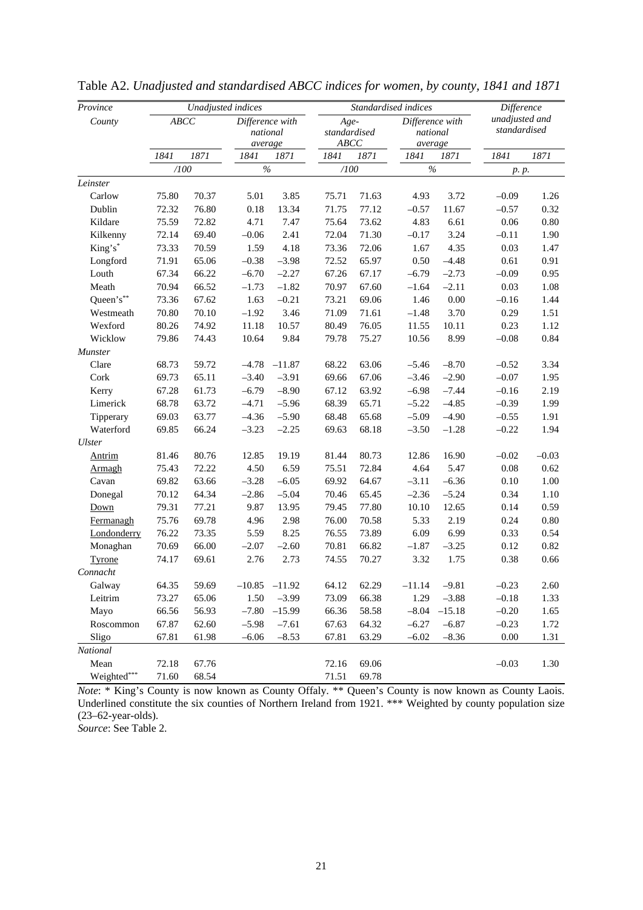Table A2. *Unadjusted and standardised ABCC indices for women, by county, 1841 and 1871*

| *Province* | *Unadjusted indices* | | | | *Standardised indices* | | | | *Difference* | |
|---|---|---|---|---|---|---|---|---|---|---|
| *County* | *ABCC* | | *Difference with national average* | | *Age-standardised ABCC* | | *Difference with national average* | | *unadjusted and standardised* | |
| | *1841* | *1871* | *1841* | *1871* | *1841* | *1871* | *1841* | *1871* | *1841* | *1871* |
| | */100* | | *%* | | */100* | | *%* | | *p. p.* | |
| *Leinster* | | | | | | | | | | |
| Carlow | 75.80 | 70.37 | 5.01 | 3.85 | 75.71 | 71.63 | 4.93 | 3.72 | –0.09 | 1.26 |
| Dublin | 72.32 | 76.80 | 0.18 | 13.34 | 71.75 | 77.12 | –0.57 | 11.67 | –0.57 | 0.32 |
| Kildare | 75.59 | 72.82 | 4.71 | 7.47 | 75.64 | 73.62 | 4.83 | 6.61 | 0.06 | 0.80 |
| Kilkenny | 72.14 | 69.40 | –0.06 | 2.41 | 72.04 | 71.30 | –0.17 | 3.24 | –0.11 | 1.90 |
| King's* | 73.33 | 70.59 | 1.59 | 4.18 | 73.36 | 72.06 | 1.67 | 4.35 | 0.03 | 1.47 |
| Longford | 71.91 | 65.06 | –0.38 | –3.98 | 72.52 | 65.97 | 0.50 | –4.48 | 0.61 | 0.91 |
| Louth | 67.34 | 66.22 | –6.70 | –2.27 | 67.26 | 67.17 | –6.79 | –2.73 | –0.09 | 0.95 |
| Meath | 70.94 | 66.52 | –1.73 | –1.82 | 70.97 | 67.60 | –1.64 | –2.11 | 0.03 | 1.08 |
| Queen's** | 73.36 | 67.62 | 1.63 | –0.21 | 73.21 | 69.06 | 1.46 | 0.00 | –0.16 | 1.44 |
| Westmeath | 70.80 | 70.10 | –1.92 | 3.46 | 71.09 | 71.61 | –1.48 | 3.70 | 0.29 | 1.51 |
| Wexford | 80.26 | 74.92 | 11.18 | 10.57 | 80.49 | 76.05 | 11.55 | 10.11 | 0.23 | 1.12 |
| Wicklow | 79.86 | 74.43 | 10.64 | 9.84 | 79.78 | 75.27 | 10.56 | 8.99 | –0.08 | 0.84 |
| *Munster* | | | | | | | | | | |
| Clare | 68.73 | 59.72 | –4.78 | –11.87 | 68.22 | 63.06 | –5.46 | –8.70 | –0.52 | 3.34 |
| Cork | 69.73 | 65.11 | –3.40 | –3.91 | 69.66 | 67.06 | –3.46 | –2.90 | –0.07 | 1.95 |
| Kerry | 67.28 | 61.73 | –6.79 | –8.90 | 67.12 | 63.92 | –6.98 | –7.44 | –0.16 | 2.19 |
| Limerick | 68.78 | 63.72 | –4.71 | –5.96 | 68.39 | 65.71 | –5.22 | –4.85 | –0.39 | 1.99 |
| Tipperary | 69.03 | 63.77 | –4.36 | –5.90 | 68.48 | 65.68 | –5.09 | –4.90 | –0.55 | 1.91 |
| Waterford | 69.85 | 66.24 | –3.23 | –2.25 | 69.63 | 68.18 | –3.50 | –1.28 | –0.22 | 1.94 |
| *Ulster* | | | | | | | | | | |
| <u>Antrim</u> | 81.46 | 80.76 | 12.85 | 19.19 | 81.44 | 80.73 | 12.86 | 16.90 | –0.02 | –0.03 |
| <u>Armagh</u> | 75.43 | 72.22 | 4.50 | 6.59 | 75.51 | 72.84 | 4.64 | 5.47 | 0.08 | 0.62 |
| Cavan | 69.82 | 63.66 | –3.28 | –6.05 | 69.92 | 64.67 | –3.11 | –6.36 | 0.10 | 1.00 |
| Donegal | 70.12 | 64.34 | –2.86 | –5.04 | 70.46 | 65.45 | –2.36 | –5.24 | 0.34 | 1.10 |
| <u>Down</u> | 79.31 | 77.21 | 9.87 | 13.95 | 79.45 | 77.80 | 10.10 | 12.65 | 0.14 | 0.59 |
| <u>Fermanagh</u> | 75.76 | 69.78 | 4.96 | 2.98 | 76.00 | 70.58 | 5.33 | 2.19 | 0.24 | 0.80 |
| <u>Londonderry</u> | 76.22 | 73.35 | 5.59 | 8.25 | 76.55 | 73.89 | 6.09 | 6.99 | 0.33 | 0.54 |
| Monaghan | 70.69 | 66.00 | –2.07 | –2.60 | 70.81 | 66.82 | –1.87 | –3.25 | 0.12 | 0.82 |
| <u>Tyrone</u> | 74.17 | 69.61 | 2.76 | 2.73 | 74.55 | 70.27 | 3.32 | 1.75 | 0.38 | 0.66 |
| *Connacht* | | | | | | | | | | |
| Galway | 64.35 | 59.69 | –10.85 | –11.92 | 64.12 | 62.29 | –11.14 | –9.81 | –0.23 | 2.60 |
| Leitrim | 73.27 | 65.06 | 1.50 | –3.99 | 73.09 | 66.38 | 1.29 | –3.88 | –0.18 | 1.33 |
| Mayo | 66.56 | 56.93 | –7.80 | –15.99 | 66.36 | 58.58 | –8.04 | –15.18 | –0.20 | 1.65 |
| Roscommon | 67.87 | 62.60 | –5.98 | –7.61 | 67.63 | 64.32 | –6.27 | –6.87 | –0.23 | 1.72 |
| Sligo | 67.81 | 61.98 | –6.06 | –8.53 | 67.81 | 63.29 | –6.02 | –8.36 | 0.00 | 1.31 |
| *National* | | | | | | | | | | |
| Mean | 72.18 | 67.76 | | | 72.16 | 69.06 | | | –0.03 | 1.30 |
| Weighted*** | 71.60 | 68.54 | | | 71.51 | 69.78 | | | | |

*Note*: * King's County is now known as County Offaly. ** Queen's County is now known as County Laois. Underlined constitute the six counties of Northern Ireland from 1921. *** Weighted by county population size (23–62-year-olds).
*Source*: See Table 2.